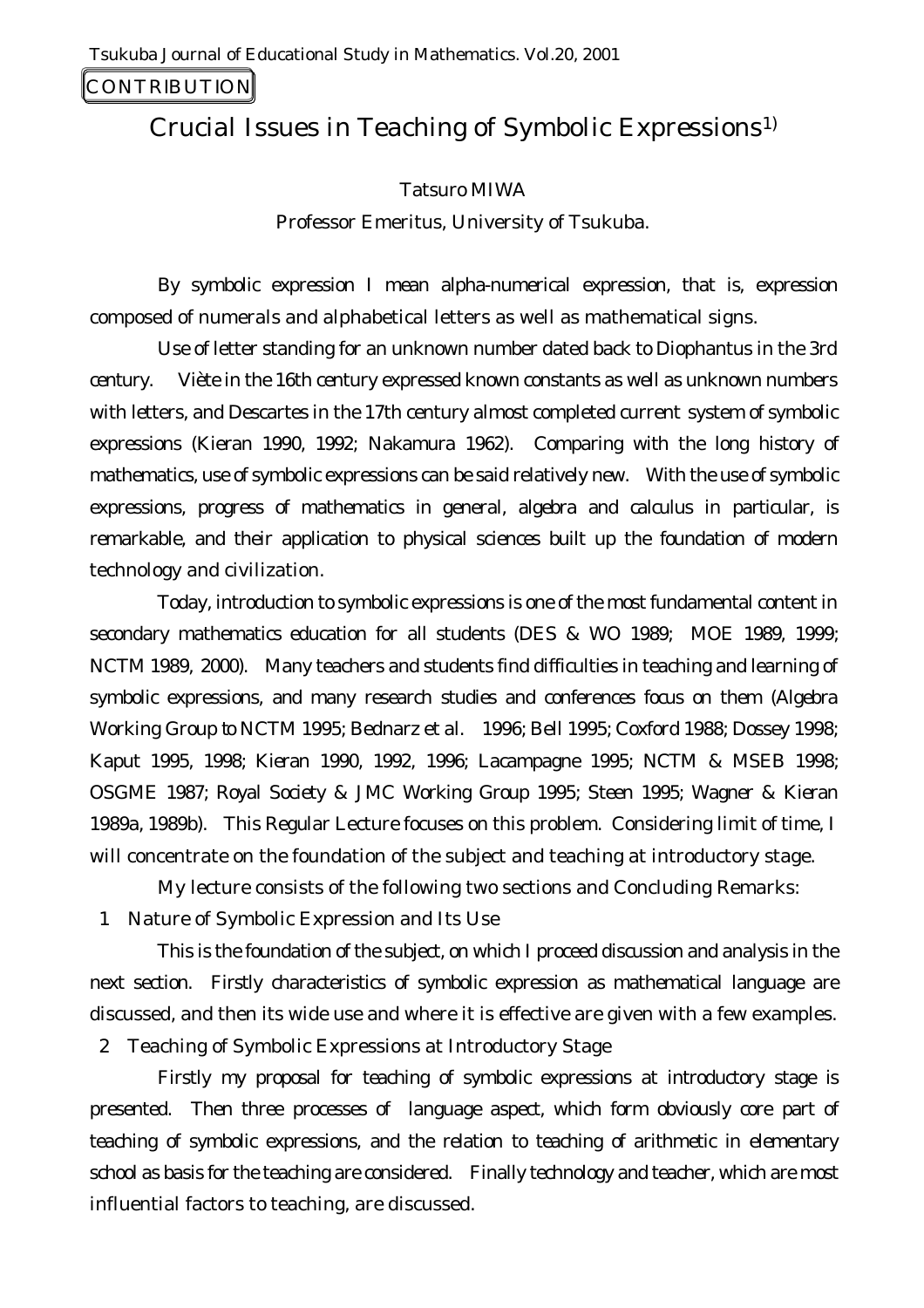CONTRIBUTION

# Crucial Issues in Teaching of Symbolic Expressions[1)]

Tatsuro MIWA

Professor Emeritus, University of Tsukuba.

By symbolic expression I mean alpha-numerical expression, that is, expression composed of numerals and alphabetical letters as well as mathematical signs.

Use of letter standing for an unknown number dated back to Diophantus in the 3rd century. Viète in the 16th century expressed known constants as well as unknown numbers with letters, and Descartes in the 17th century almost completed current system of symbolic expressions (Kieran 1990, 1992; Nakamura 1962). Comparing with the long history of mathematics, use of symbolic expressions can be said relatively new. With the use of symbolic expressions, progress of mathematics in general, algebra and calculus in particular, is remarkable, and their application to physical sciences built up the foundation of modern technology and civilization.

Today, introduction to symbolic expressions is one of the most fundamental content in secondary mathematics education for all students (DES & WO 1989; MOE 1989, 1999; NCTM 1989, 2000). Many teachers and students find difficulties in teaching and learning of symbolic expressions, and many research studies and conferences focus on them (Algebra Working Group to NCTM 1995; Bednarz et al. 1996; Bell 1995; Coxford 1988; Dossey 1998; Kaput 1995, 1998; Kieran 1990, 1992, 1996; Lacampagne 1995; NCTM & MSEB 1998; OSGME 1987; Royal Society & JMC Working Group 1995; Steen 1995; Wagner & Kieran 1989a, 1989b). This Regular Lecture focuses on this problem. Considering limit of time, I will concentrate on the foundation of the subject and teaching at introductory stage.

My lecture consists of the following two sections and Concluding Remarks:

1 Nature of Symbolic Expression and Its Use

This is the foundation of the subject, on which I proceed discussion and analysis in the next section. Firstly characteristics of symbolic expression as mathematical language are discussed, and then its wide use and where it is effective are given with a few examples.

2 Teaching of Symbolic Expressions at Introductory Stage

Firstly my proposal for teaching of symbolic expressions at introductory stage is presented. Then three processes of language aspect, which form obviously core part of teaching of symbolic expressions, and the relation to teaching of arithmetic in elementary school as basis for the teaching are considered. Finally technology and teacher, which are most influential factors to teaching, are discussed.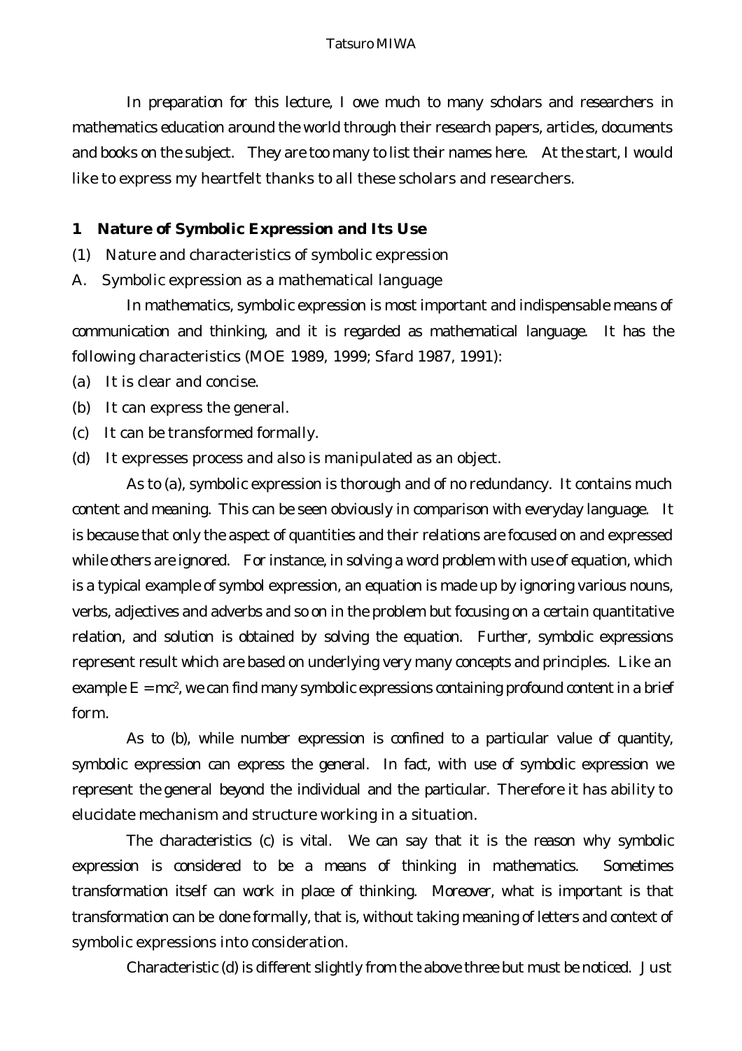In preparation for this lecture, I owe much to many scholars and researchers in mathematics education around the world through their research papers, articles, documents and books on the subject. They are too many to list their names here. At the start, I would like to express my heartfelt thanks to all these scholars and researchers.

## 1 Nature of Symbolic Expression and Its Use

(1) Nature and characteristics of symbolic expression

A. Symbolic expression as a mathematical language

In mathematics, symbolic expression is most important and indispensable means of communication and thinking, and it is regarded as mathematical language. It has the following characteristics (MOE 1989, 1999; Sfard 1987, 1991):

(a) It is clear and concise.

(b) It can express the general.

(c) It can be transformed formally.

(d) It expresses process and also is manipulated as an object.

As to (a), symbolic expression is thorough and of no redundancy. It contains much content and meaning. This can be seen obviously in comparison with everyday language. It is because that only the aspect of quantities and their relations are focused on and expressed while others are ignored. For instance, in solving a word problem with use of equation, which is a typical example of symbol expression, an equation is made up by ignoring various nouns, verbs, adjectives and adverbs and so on in the problem but focusing on a certain quantitative relation, and solution is obtained by solving the equation. Further, symbolic expressions represent result which are based on underlying very many concepts and principles. Like an example $E = mc^2$, we can find many symbolic expressions containing profound content in a brief form.

As to (b), while number expression is confined to a particular value of quantity, symbolic expression can express the general. In fact, with use of symbolic expression we represent the general beyond the individual and the particular. Therefore it has ability to elucidate mechanism and structure working in a situation.

The characteristics (c) is vital. We can say that it is the reason why symbolic expression is considered to be a means of thinking in mathematics. Sometimes transformation itself can work in place of thinking. Moreover, what is important is that transformation can be done formally, that is, without taking meaning of letters and context of symbolic expressions into consideration.

Characteristic (d) is different slightly from the above three but must be noticed. Just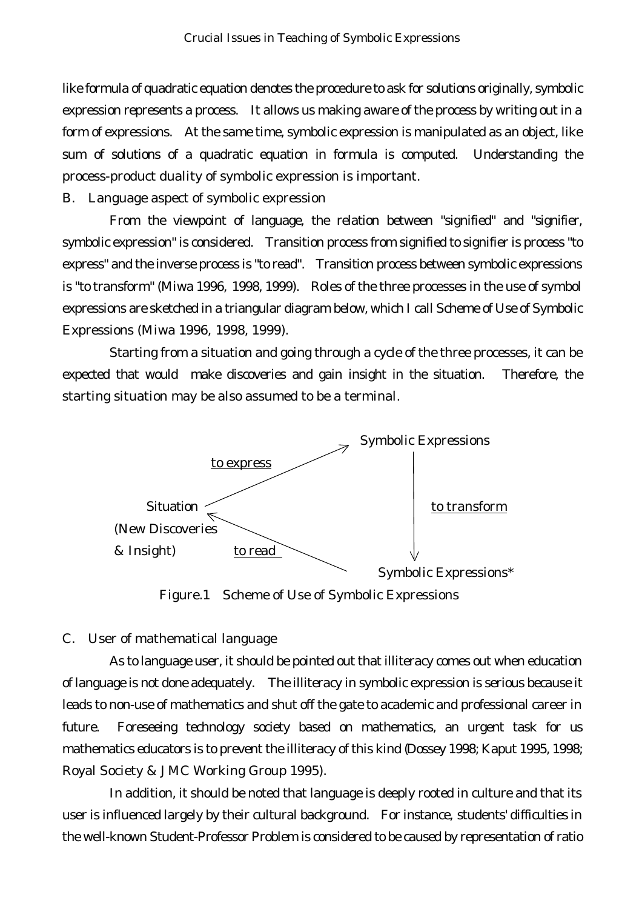like formula of quadratic equation denotes the procedure to ask for solutions originally, symbolic expression represents a process. It allows us making aware of the process by writing out in a form of expressions. At the same time, symbolic expression is manipulated as an object, like sum of solutions of a quadratic equation in formula is computed. Understanding the process-product duality of symbolic expression is important.

B. Language aspect of symbolic expression

From the viewpoint of language, the relation between "signified" and "signifier, symbolic expression" is considered. Transition process from signified to signifier is process "to express" and the inverse process is "to read". Transition process between symbolic expressions is "to transform" (Miwa 1996, 1998, 1999). Roles of the three processes in the use of symbol expressions are sketched in a triangular diagram below, which I call Scheme of Use of Symbolic Expressions (Miwa 1996, 1998, 1999).

Starting from a situation and going through a cycle of the three processes, it can be expected that would make discoveries and gain insight in the situation. Therefore, the starting situation may be also assumed to be a terminal.

Situation (New Discoveries & Insight) —to express→ Symbolic Expressions —to transform→ Symbolic Expressions* —to read→ Situation

Figure.1 Scheme of Use of Symbolic Expressions

C. User of mathematical language

As to language user, it should be pointed out that illiteracy comes out when education of language is not done adequately. The illiteracy in symbolic expression is serious because it leads to non-use of mathematics and shut off the gate to academic and professional career in future. Foreseeing technology society based on mathematics, an urgent task for us mathematics educators is to prevent the illiteracy of this kind (Dossey 1998; Kaput 1995, 1998; Royal Society & JMC Working Group 1995).

In addition, it should be noted that language is deeply rooted in culture and that its user is influenced largely by their cultural background. For instance, students' difficulties in the well-known Student-Professor Problem is considered to be caused by representation of ratio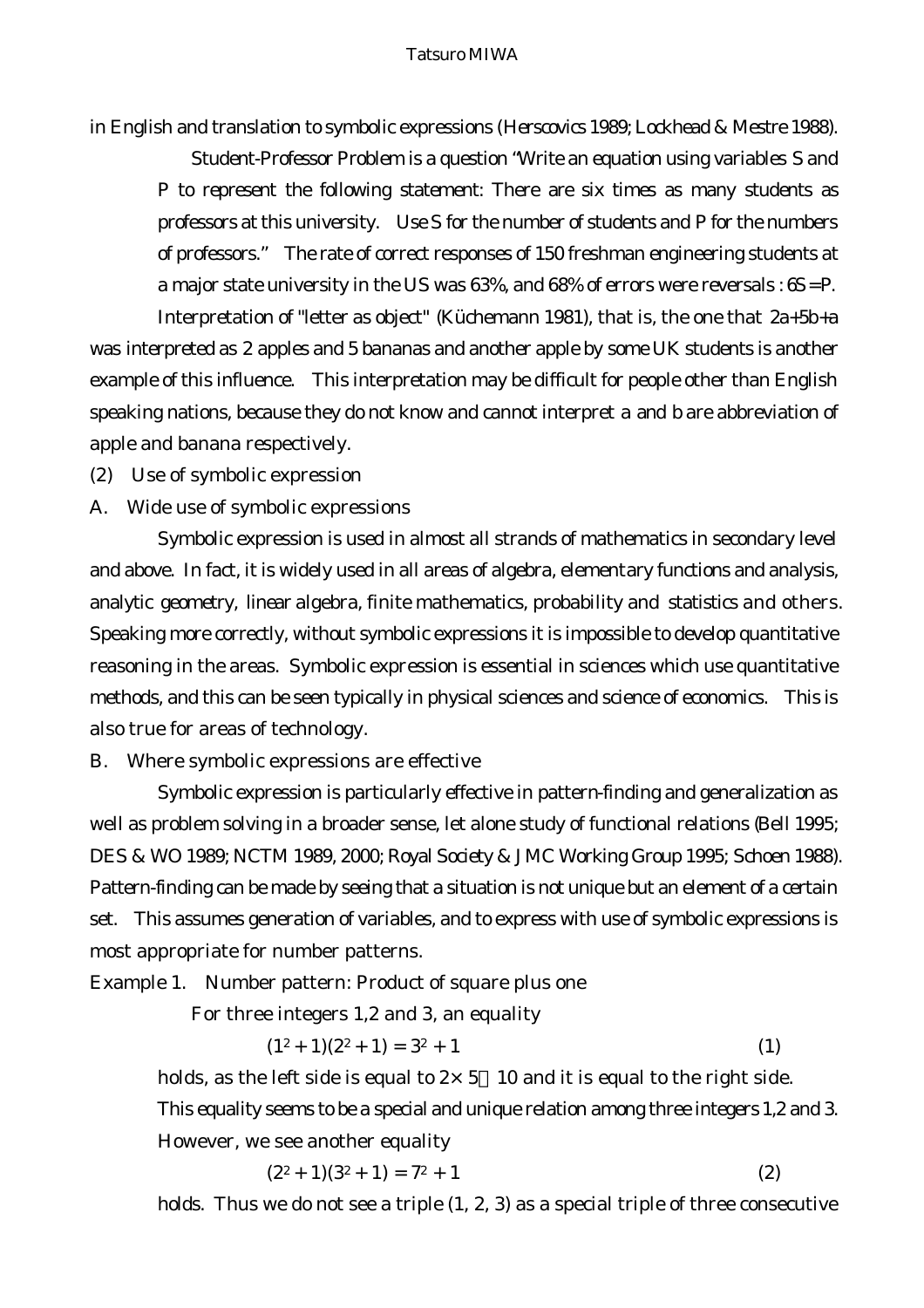in English and translation to symbolic expressions (Herscovics 1989; Lockhead & Mestre 1988).

> Student-Professor Problem is a question "Write an equation using variables S and P to represent the following statement: There are six times as many students as professors at this university. Use S for the number of students and P for the numbers of professors." The rate of correct responses of 150 freshman engineering students at a major state university in the US was 63%, and 68% of errors were reversals : $6S = P$.

Interpretation of "letter as object" (Küchemann 1981), that is, the one that $2a+5b+a$ was interpreted as 2 apples and 5 bananas and another apple by some UK students is another example of this influence. This interpretation may be difficult for people other than English speaking nations, because they do not know and cannot interpret a and b are abbreviation of apple and banana respectively.

(2) Use of symbolic expression

A. Wide use of symbolic expressions

Symbolic expression is used in almost all strands of mathematics in secondary level and above. In fact, it is widely used in all areas of algebra, elementary functions and analysis, analytic geometry, linear algebra, finite mathematics, probability and statistics and others. Speaking more correctly, without symbolic expressions it is impossible to develop quantitative reasoning in the areas. Symbolic expression is essential in sciences which use quantitative methods, and this can be seen typically in physical sciences and science of economics. This is also true for areas of technology.

B. Where symbolic expressions are effective

Symbolic expression is particularly effective in pattern-finding and generalization as well as problem solving in a broader sense, let alone study of functional relations (Bell 1995; DES & WO 1989; NCTM 1989, 2000; Royal Society & JMC Working Group 1995; Schoen 1988). Pattern-finding can be made by seeing that a situation is not unique but an element of a certain set. This assumes generation of variables, and to express with use of symbolic expressions is most appropriate for number patterns.

Example 1. Number pattern: Product of square plus one

For three integers 1,2 and 3, an equality

$$(1^2 + 1)(2^2 + 1) = 3^2 + 1 \qquad (1)$$

holds, as the left side is equal to $2 \times 5 = 10$ and it is equal to the right side.

This equality seems to be a special and unique relation among three integers 1,2 and 3. However, we see another equality

$$(2^2 + 1)(3^2 + 1) = 7^2 + 1 \qquad (2)$$

holds. Thus we do not see a triple (1, 2, 3) as a special triple of three consecutive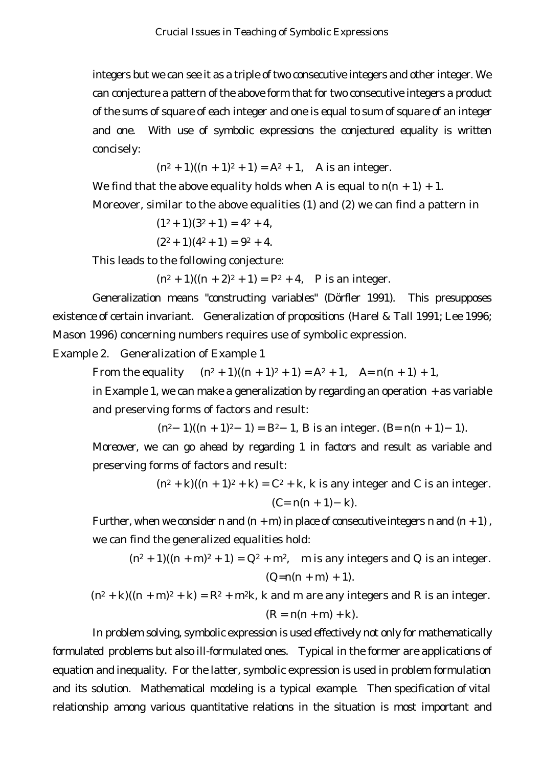integers but we can see it as a triple of two consecutive integers and other integer. We can conjecture a pattern of the above form that for two consecutive integers a product of the sums of square of each integer and one is equal to sum of square of an integer and one. With use of symbolic expressions the conjectured equality is written concisely:

$$(n^2 + 1)((n + 1)^2 + 1) = A^2 + 1, \quad A \text{ is an integer.}$$

We find that the above equality holds when A is equal to $n(n + 1) + 1$.

Moreover, similar to the above equalities (1) and (2) we can find a pattern in

$$(1^2 + 1)(3^2 + 1) = 4^2 + 4,$$

$$(2^2 + 1)(4^2 + 1) = 9^2 + 4.$$

This leads to the following conjecture:

$$(n^2 + 1)((n + 2)^2 + 1) = P^2 + 4, \quad P \text{ is an integer.}$$

Generalization means "constructing variables" (Dörfler 1991). This presupposes existence of certain invariant. Generalization of propositions (Harel & Tall 1991; Lee 1996; Mason 1996) concerning numbers requires use of symbolic expression.

Example 2. Generalization of Example 1

From the equality $(n^2 + 1)((n + 1)^2 + 1) = A^2 + 1$, $A = n(n + 1) + 1$,

in Example 1, we can make a generalization by regarding an operation + as variable and preserving forms of factors and result:

$$(n^2 - 1)((n + 1)^2 - 1) = B^2 - 1, \text{ B is an integer. } (B = n(n + 1) - 1).$$

Moreover, we can go ahead by regarding 1 in factors and result as variable and preserving forms of factors and result:

$$(n^2 + k)((n + 1)^2 + k) = C^2 + k, \text{ k is any integer and C is an integer.}$$

$$(C = n(n + 1) - k).$$

Further, when we consider n and $(n + m)$ in place of consecutive integers n and $(n + 1)$, we can find the generalized equalities hold:

$$(n^2 + 1)((n + m)^2 + 1) = Q^2 + m^2, \quad \text{m is any integers and Q is an integer.}$$

$$(Q = n(n + m) + 1).$$

$$(n^2 + k)((n + m)^2 + k) = R^2 + m^2k, \text{ k and m are any integers and R is an integer.}$$

$$(R = n(n + m) + k).$$

In problem solving, symbolic expression is used effectively not only for mathematically formulated problems but also ill-formulated ones. Typical in the former are applications of equation and inequality. For the latter, symbolic expression is used in problem formulation and its solution. Mathematical modeling is a typical example. Then specification of vital relationship among various quantitative relations in the situation is most important and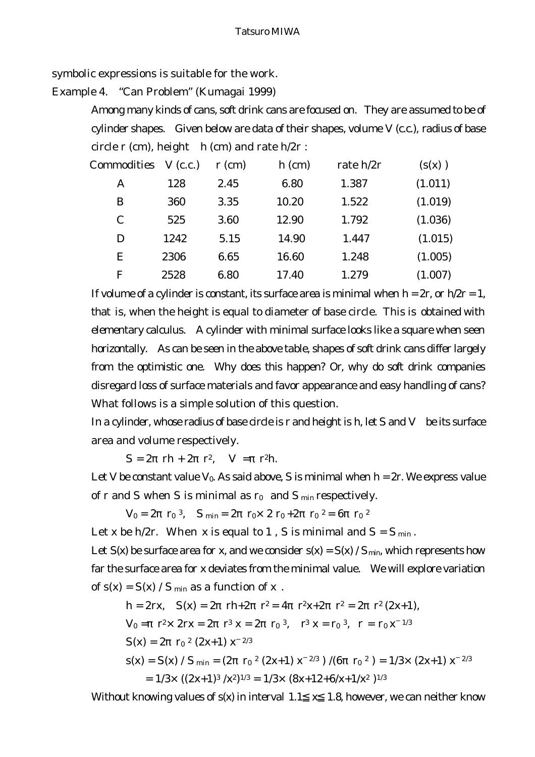symbolic expressions is suitable for the work.

Example 4. "Can Problem" (Kumagai 1999)

Among many kinds of cans, soft drink cans are focused on. They are assumed to be of cylinder shapes. Given below are data of their shapes, volume V (c.c.), radius of base circle r (cm), height h (cm) and rate h/2r :

| Commodities | V (c.c.) | r (cm) | h (cm) | rate h/2r | (s(x) ) |
|---|---|---|---|---|---|
| A | 128 | 2.45 | 6.80 | 1.387 | (1.011) |
| B | 360 | 3.35 | 10.20 | 1.522 | (1.019) |
| C | 525 | 3.60 | 12.90 | 1.792 | (1.036) |
| D | 1242 | 5.15 | 14.90 | 1.447 | (1.015) |
| E | 2306 | 6.65 | 16.60 | 1.248 | (1.005) |
| F | 2528 | 6.80 | 17.40 | 1.279 | (1.007) |

If volume of a cylinder is constant, its surface area is minimal when $h = 2r$, or $h/2r = 1$, that is, when the height is equal to diameter of base circle. This is obtained with elementary calculus. A cylinder with minimal surface looks like a square when seen horizontally. As can be seen in the above table, shapes of soft drink cans differ largely from the optimistic one. Why does this happen? Or, why do soft drink companies disregard loss of surface materials and favor appearance and easy handling of cans? What follows is a simple solution of this question.

In a cylinder, whose radius of base circle is r and height is h, let S and V be its surface area and volume respectively.

$$S = 2\pi rh + 2\pi r^2, \quad V = \pi r^2 h.$$

Let V be constant value $V_0$. As said above, S is minimal when $h = 2r$. We express value of r and S when S is minimal as $r_0$ and $S_{min}$ respectively.

$$V_0 = 2\pi r_0^{\,3}, \quad S_{min} = 2\pi r_0 \times 2 r_0 + 2\pi r_0^{\,2} = 6\pi r_0^{\,2}$$

Let x be h/2r. When x is equal to 1 , S is minimal and $S = S_{min}$.

Let S(x) be surface area for x, and we consider $s(x) = S(x) / S_{min}$, which represents how far the surface area for x deviates from the minimal value. We will explore variation of $s(x) = S(x) / S_{min}$ as a function of x .

$$h = 2rx, \quad S(x) = 2\pi rh + 2\pi r^2 = 4\pi r^2 x + 2\pi r^2 = 2\pi r^2 (2x+1),$$

$$V_0 = \pi r^2 \times 2rx = 2\pi r^3 x = 2\pi r_0^{\,3}, \quad r^3 x = r_0^{\,3}, \quad r = r_0 x^{-1/3}$$

$$S(x) = 2\pi r_0^{\,2} (2x+1) x^{-2/3}$$

$$s(x) = S(x) / S_{min} = (2\pi r_0^{\,2} (2x+1) x^{-2/3}) / (6\pi r_0^{\,2}) = 1/3 \times (2x+1) x^{-2/3}$$

$$= 1/3 \times ((2x+1)^3 / x^2)^{1/3} = 1/3 \times (8x + 12 + 6/x + 1/x^2)^{1/3}$$

Without knowing values of s(x) in interval $1.1 \leqq x \leqq 1.8$, however, we can neither know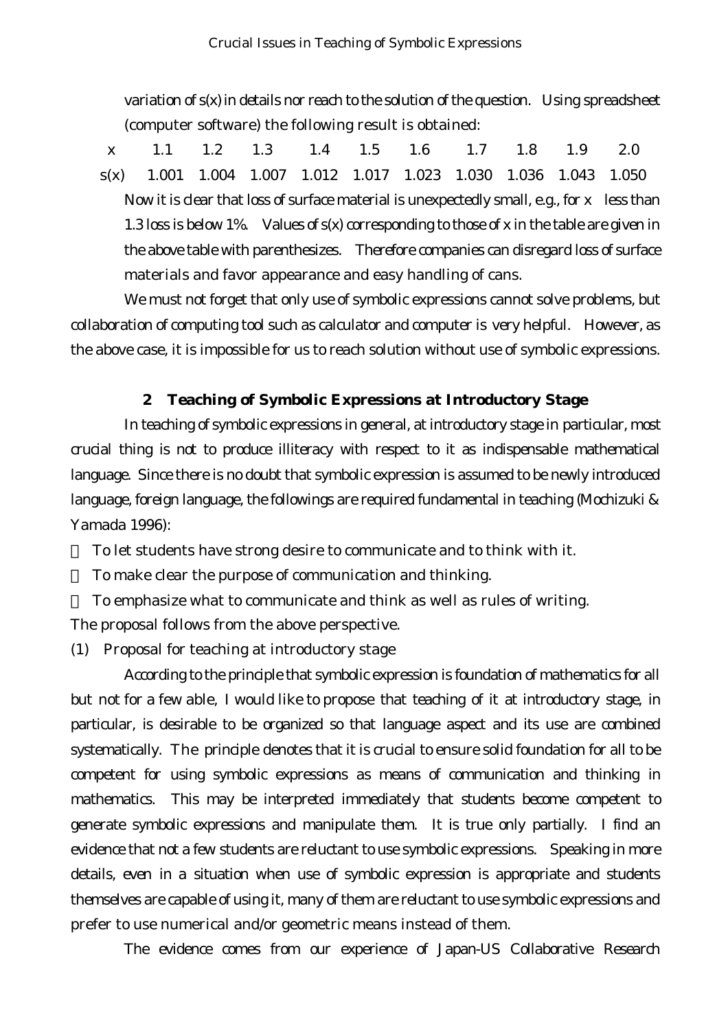variation of $s(x)$ in details nor reach to the solution of the question. Using spreadsheet (computer software) the following result is obtained:

| $x$ | 1.1 | 1.2 | 1.3 | 1.4 | 1.5 | 1.6 | 1.7 | 1.8 | 1.9 | 2.0 |
|---|---|---|---|---|---|---|---|---|---|---|
| $s(x)$ | 1.001 | 1.004 | 1.007 | 1.012 | 1.017 | 1.023 | 1.030 | 1.036 | 1.043 | 1.050 |

Now it is clear that loss of surface material is unexpectedly small, e.g., for $x$ less than 1.3 loss is below 1%. Values of $s(x)$ corresponding to those of $x$ in the table are given in the above table with parenthesizes. Therefore companies can disregard loss of surface materials and favor appearance and easy handling of cans.

We must not forget that only use of symbolic expressions cannot solve problems, but collaboration of computing tool such as calculator and computer is very helpful. However, as the above case, it is impossible for us to reach solution without use of symbolic expressions.

## 2 Teaching of Symbolic Expressions at Introductory Stage

In teaching of symbolic expressions in general, at introductory stage in particular, most crucial thing is not to produce illiteracy with respect to it as indispensable mathematical language. Since there is no doubt that symbolic expression is assumed to be newly introduced language, foreign language, the followings are required fundamental in teaching (Mochizuki & Yamada 1996):

- To let students have strong desire to communicate and to think with it.
- To make clear the purpose of communication and thinking.
- To emphasize what to communicate and think as well as rules of writing.

The proposal follows from the above perspective.

(1) Proposal for teaching at introductory stage

According to the principle that symbolic expression is foundation of mathematics for all but not for a few able, I would like to propose that teaching of it at introductory stage, in particular, is desirable to be organized so that language aspect and its use are combined systematically. The principle denotes that it is crucial to ensure solid foundation for all to be competent for using symbolic expressions as means of communication and thinking in mathematics. This may be interpreted immediately that students become competent to generate symbolic expressions and manipulate them. It is true only partially. I find an evidence that not a few students are reluctant to use symbolic expressions. Speaking in more details, even in a situation when use of symbolic expression is appropriate and students themselves are capable of using it, many of them are reluctant to use symbolic expressions and prefer to use numerical and/or geometric means instead of them.

The evidence comes from our experience of Japan-US Collaborative Research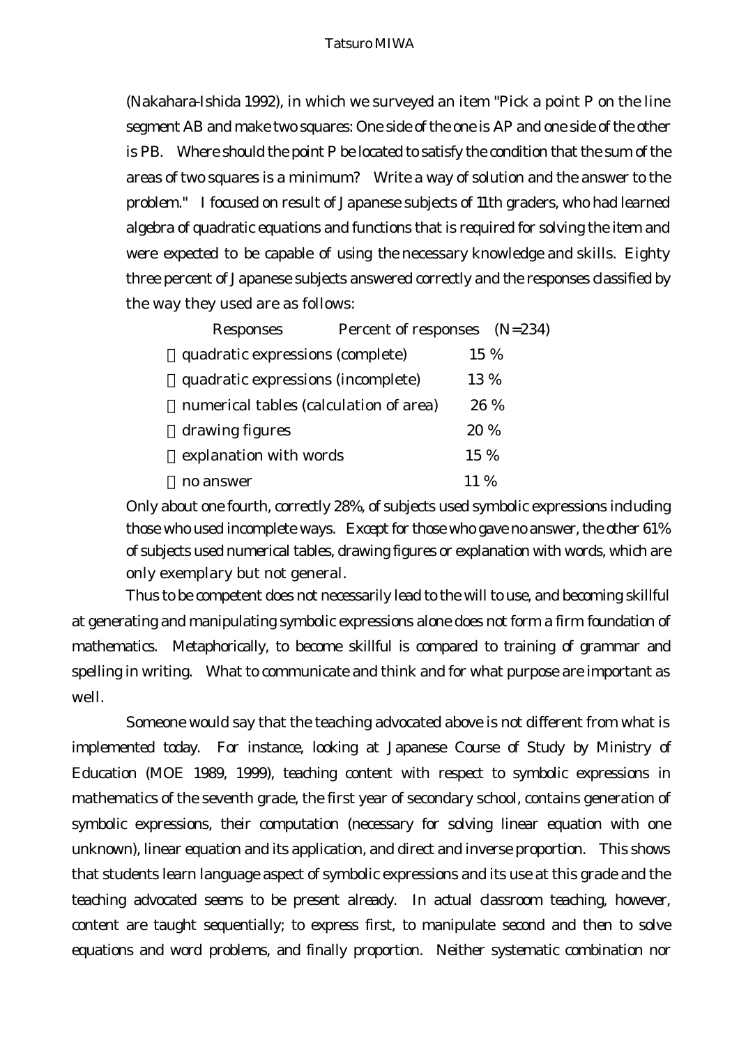(Nakahara-Ishida 1992), in which we surveyed an item "Pick a point P on the line segment AB and make two squares: One side of the one is AP and one side of the other is PB. Where should the point P be located to satisfy the condition that the sum of the areas of two squares is a minimum? Write a way of solution and the answer to the problem." I focused on result of Japanese subjects of 11th graders, who had learned algebra of quadratic equations and functions that is required for solving the item and were expected to be capable of using the necessary knowledge and skills. Eighty three percent of Japanese subjects answered correctly and the responses classified by the way they used are as follows:

| Responses | Percent of responses (N=234) |
|---|---|
| quadratic expressions (complete) | 15 % |
| quadratic expressions (incomplete) | 13 % |
| numerical tables (calculation of area) | 26 % |
| drawing figures | 20 % |
| explanation with words | 15 % |
| no answer | 11 % |

Only about one fourth, correctly 28%, of subjects used symbolic expressions including those who used incomplete ways. Except for those who gave no answer, the other 61% of subjects used numerical tables, drawing figures or explanation with words, which are only exemplary but not general.

Thus to be competent does not necessarily lead to the will to use, and becoming skillful at generating and manipulating symbolic expressions alone does not form a firm foundation of mathematics. Metaphorically, to become skillful is compared to training of grammar and spelling in writing. What to communicate and think and for what purpose are important as well.

Someone would say that the teaching advocated above is not different from what is implemented today. For instance, looking at Japanese Course of Study by Ministry of Education (MOE 1989, 1999), teaching content with respect to symbolic expressions in mathematics of the seventh grade, the first year of secondary school, contains generation of symbolic expressions, their computation (necessary for solving linear equation with one unknown), linear equation and its application, and direct and inverse proportion. This shows that students learn language aspect of symbolic expressions and its use at this grade and the teaching advocated seems to be present already. In actual classroom teaching, however, content are taught sequentially; to express first, to manipulate second and then to solve equations and word problems, and finally proportion. Neither systematic combination nor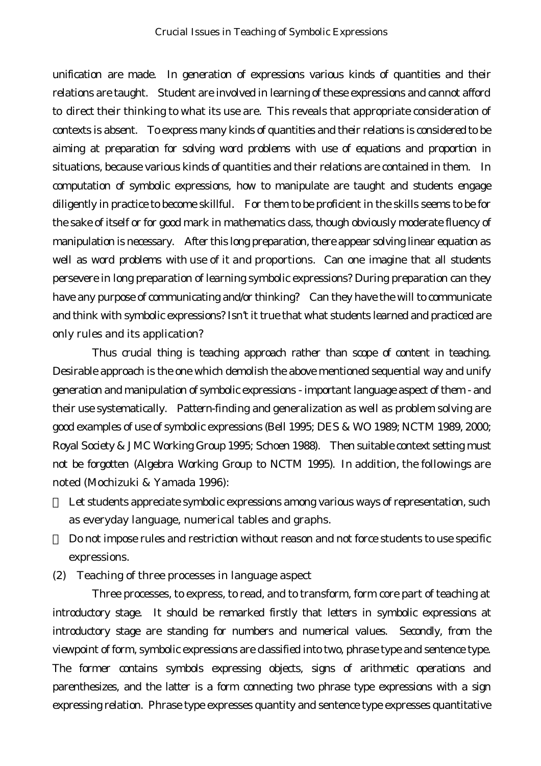unification are made. In generation of expressions various kinds of quantities and their relations are taught. Student are involved in learning of these expressions and cannot afford to direct their thinking to what its use are. This reveals that appropriate consideration of contexts is absent. To express many kinds of quantities and their relations is considered to be aiming at preparation for solving word problems with use of equations and proportion in situations, because various kinds of quantities and their relations are contained in them. In computation of symbolic expressions, how to manipulate are taught and students engage diligently in practice to become skillful. For them to be proficient in the skills seems to be for the sake of itself or for good mark in mathematics class, though obviously moderate fluency of manipulation is necessary. After this long preparation, there appear solving linear equation as well as word problems with use of it and proportions. Can one imagine that all students persevere in long preparation of learning symbolic expressions? During preparation can they have any purpose of communicating and/or thinking? Can they have the will to communicate and think with symbolic expressions? Isn't it true that what students learned and practiced are only rules and its application?

Thus crucial thing is teaching approach rather than scope of content in teaching. Desirable approach is the one which demolish the above mentioned sequential way and unify generation and manipulation of symbolic expressions - important language aspect of them - and their use systematically. Pattern-finding and generalization as well as problem solving are good examples of use of symbolic expressions (Bell 1995; DES & WO 1989; NCTM 1989, 2000; Royal Society & JMC Working Group 1995; Schoen 1988). Then suitable context setting must not be forgotten (Algebra Working Group to NCTM 1995). In addition, the followings are noted (Mochizuki & Yamada 1996):

- Let students appreciate symbolic expressions among various ways of representation, such as everyday language, numerical tables and graphs.
- Do not impose rules and restriction without reason and not force students to use specific expressions.

(2) Teaching of three processes in language aspect

Three processes, to express, to read, and to transform, form core part of teaching at introductory stage. It should be remarked firstly that letters in symbolic expressions at introductory stage are standing for numbers and numerical values. Secondly, from the viewpoint of form, symbolic expressions are classified into two, phrase type and sentence type. The former contains symbols expressing objects, signs of arithmetic operations and parenthesizes, and the latter is a form connecting two phrase type expressions with a sign expressing relation. Phrase type expresses quantity and sentence type expresses quantitative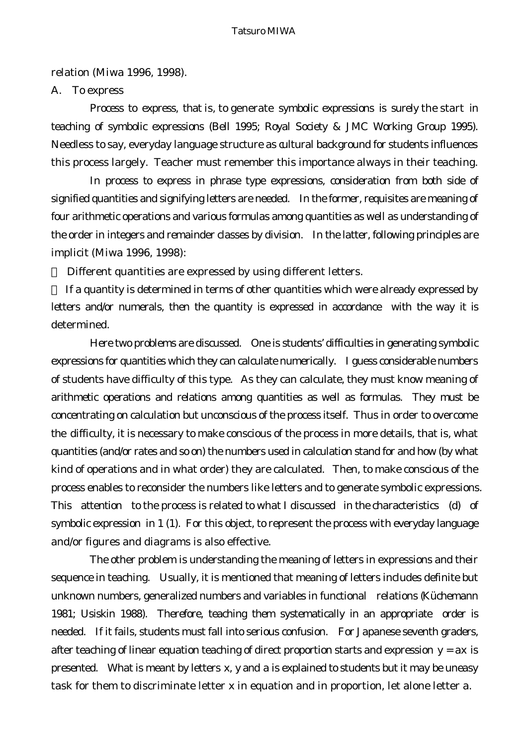relation (Miwa 1996, 1998).

A. To express

Process to express, that is, to generate symbolic expressions is surely the start in teaching of symbolic expressions (Bell 1995; Royal Society & JMC Working Group 1995). Needless to say, everyday language structure as cultural background for students influences this process largely. Teacher must remember this importance always in their teaching.

In process to express in phrase type expressions, consideration from both side of signified quantities and signifying letters are needed. In the former, requisites are meaning of four arithmetic operations and various formulas among quantities as well as understanding of the order in integers and remainder classes by division. In the latter, following principles are implicit (Miwa 1996, 1998):

Different quantities are expressed by using different letters.

If a quantity is determined in terms of other quantities which were already expressed by letters and/or numerals, then the quantity is expressed in accordance with the way it is determined.

Here two problems are discussed. One is students' difficulties in generating symbolic expressions for quantities which they can calculate numerically. I guess considerable numbers of students have difficulty of this type. As they can calculate, they must know meaning of arithmetic operations and relations among quantities as well as formulas. They must be concentrating on calculation but unconscious of the process itself. Thus in order to overcome the difficulty, it is necessary to make conscious of the process in more details, that is, what quantities (and/or rates and so on) the numbers used in calculation stand for and how (by what kind of operations and in what order) they are calculated. Then, to make conscious of the process enables to reconsider the numbers like letters and to generate symbolic expressions. This attention to the process is related to what I discussed in the characteristics (d) of symbolic expression in 1 (1). For this object, to represent the process with everyday language and/or figures and diagrams is also effective.

The other problem is understanding the meaning of letters in expressions and their sequence in teaching. Usually, it is mentioned that meaning of letters includes definite but unknown numbers, generalized numbers and variables in functional relations (Küchemann 1981; Usiskin 1988). Therefore, teaching them systematically in an appropriate order is needed. If it fails, students must fall into serious confusion. For Japanese seventh graders, after teaching of linear equation teaching of direct proportion starts and expression $y = ax$ is presented. What is meant by letters $x$, $y$ and $a$ is explained to students but it may be uneasy task for them to discriminate letter $x$ in equation and in proportion, let alone letter $a$.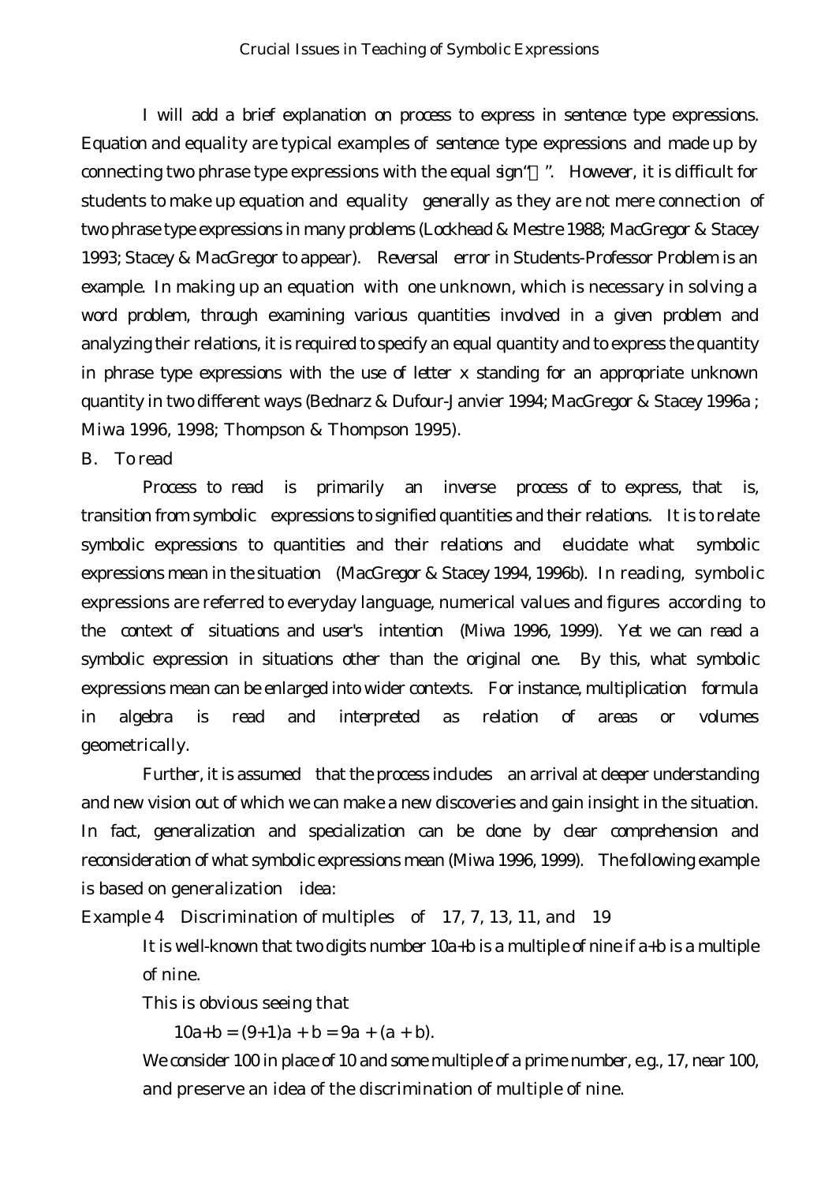I will add a brief explanation on process to express in sentence type expressions. Equation and equality are typical examples of sentence type expressions and made up by connecting two phrase type expressions with the equal sign "=". However, it is difficult for students to make up equation and equality generally as they are not mere connection of two phrase type expressions in many problems (Lockhead & Mestre 1988; MacGregor & Stacey 1993; Stacey & MacGregor to appear). Reversal error in Students-Professor Problem is an example. In making up an equation with one unknown, which is necessary in solving a word problem, through examining various quantities involved in a given problem and analyzing their relations, it is required to specify an equal quantity and to express the quantity in phrase type expressions with the use of letter x standing for an appropriate unknown quantity in two different ways (Bednarz & Dufour-Janvier 1994; MacGregor & Stacey 1996a ; Miwa 1996, 1998; Thompson & Thompson 1995).

B. To read

Process to read is primarily an inverse process of to express, that is, transition from symbolic expressions to signified quantities and their relations. It is to relate symbolic expressions to quantities and their relations and elucidate what symbolic expressions mean in the situation (MacGregor & Stacey 1994, 1996b). In reading, symbolic expressions are referred to everyday language, numerical values and figures according to the context of situations and user's intention (Miwa 1996, 1999). Yet we can read a symbolic expression in situations other than the original one. By this, what symbolic expressions mean can be enlarged into wider contexts. For instance, multiplication formula in algebra is read and interpreted as relation of areas or volumes geometrically.

Further, it is assumed that the process includes an arrival at deeper understanding and new vision out of which we can make a new discoveries and gain insight in the situation. In fact, generalization and specialization can be done by clear comprehension and reconsideration of what symbolic expressions mean (Miwa 1996, 1999). The following example is based on generalization idea:

Example 4 Discrimination of multiples of 17, 7, 13, 11, and 19

It is well-known that two digits number $10a+b$ is a multiple of nine if $a+b$ is a multiple of nine.

This is obvious seeing that

$$10a+b = (9+1)a + b = 9a + (a + b).$$

We consider 100 in place of 10 and some multiple of a prime number, e.g., 17, near 100, and preserve an idea of the discrimination of multiple of nine.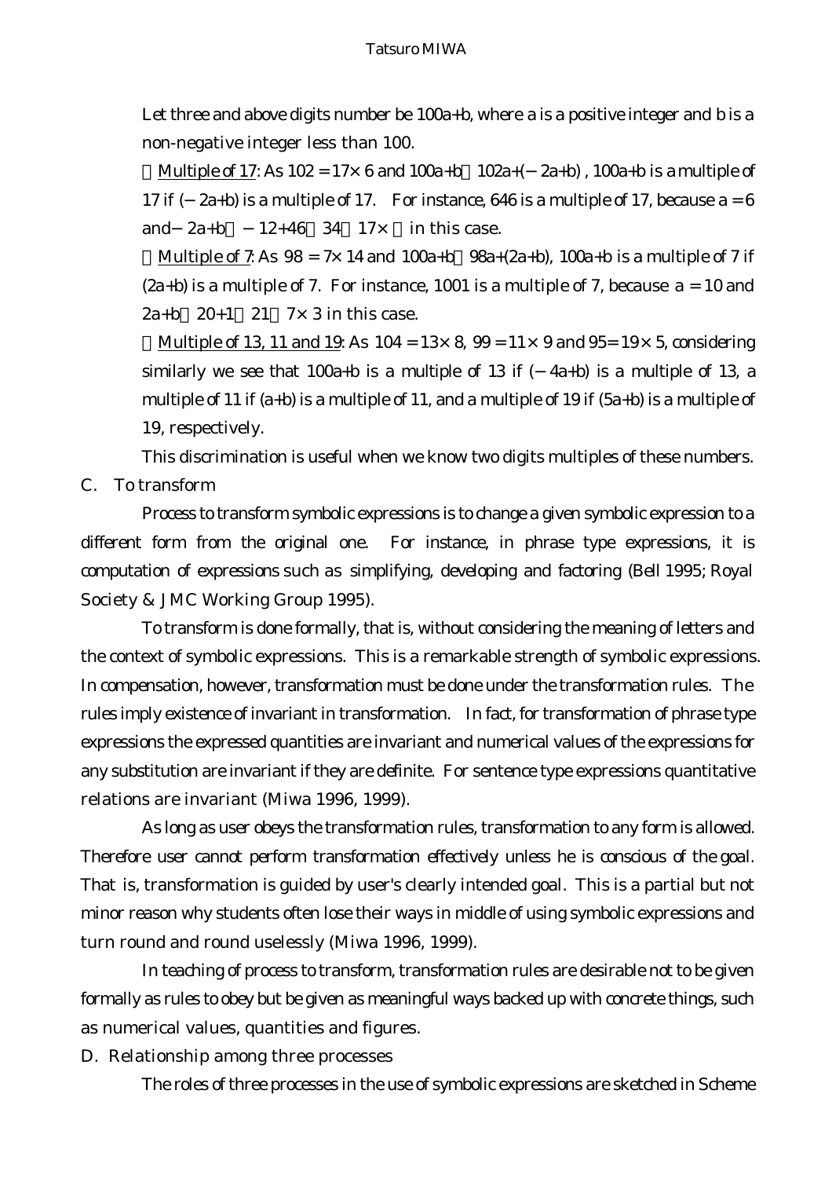Let three and above digits number be $100a+b$, where $a$ is a positive integer and $b$ is a non-negative integer less than 100.

・Multiple of 17: As $102 = 17\times 6$ and $100a+b = 102a+(-2a+b)$, $100a+b$ is a multiple of 17 if $(-2a+b)$ is a multiple of 17. For instance, 646 is a multiple of 17, because $a = 6$ and $-2a+b = -12+46 = 34 = 17\times 2$ in this case.

・Multiple of 7: As $98 = 7\times 14$ and $100a+b = 98a+(2a+b)$, $100a+b$ is a multiple of 7 if $(2a+b)$ is a multiple of 7. For instance, 1001 is a multiple of 7, because $a = 10$ and $2a+b = 20+1 = 21 = 7\times 3$ in this case.

・Multiple of 13, 11 and 19: As $104 = 13\times 8$, $99 = 11\times 9$ and $95 = 19\times 5$, considering similarly we see that $100a+b$ is a multiple of 13 if $(-4a+b)$ is a multiple of 13, a multiple of 11 if $(a+b)$ is a multiple of 11, and a multiple of 19 if $(5a+b)$ is a multiple of 19, respectively.

This discrimination is useful when we know two digits multiples of these numbers.

C. To transform

Process to transform symbolic expressions is to change a given symbolic expression to a different form from the original one. For instance, in phrase type expressions, it is computation of expressions such as simplifying, developing and factoring (Bell 1995; Royal Society & JMC Working Group 1995).

To transform is done formally, that is, without considering the meaning of letters and the context of symbolic expressions. This is a remarkable strength of symbolic expressions. In compensation, however, transformation must be done under the transformation rules. The rules imply existence of invariant in transformation. In fact, for transformation of phrase type expressions the expressed quantities are invariant and numerical values of the expressions for any substitution are invariant if they are definite. For sentence type expressions quantitative relations are invariant (Miwa 1996, 1999).

As long as user obeys the transformation rules, transformation to any form is allowed. Therefore user cannot perform transformation effectively unless he is conscious of the goal. That is, transformation is guided by user's clearly intended goal. This is a partial but not minor reason why students often lose their ways in middle of using symbolic expressions and turn round and round uselessly (Miwa 1996, 1999).

In teaching of process to transform, transformation rules are desirable not to be given formally as rules to obey but be given as meaningful ways backed up with concrete things, such as numerical values, quantities and figures.

D. Relationship among three processes

The roles of three processes in the use of symbolic expressions are sketched in Scheme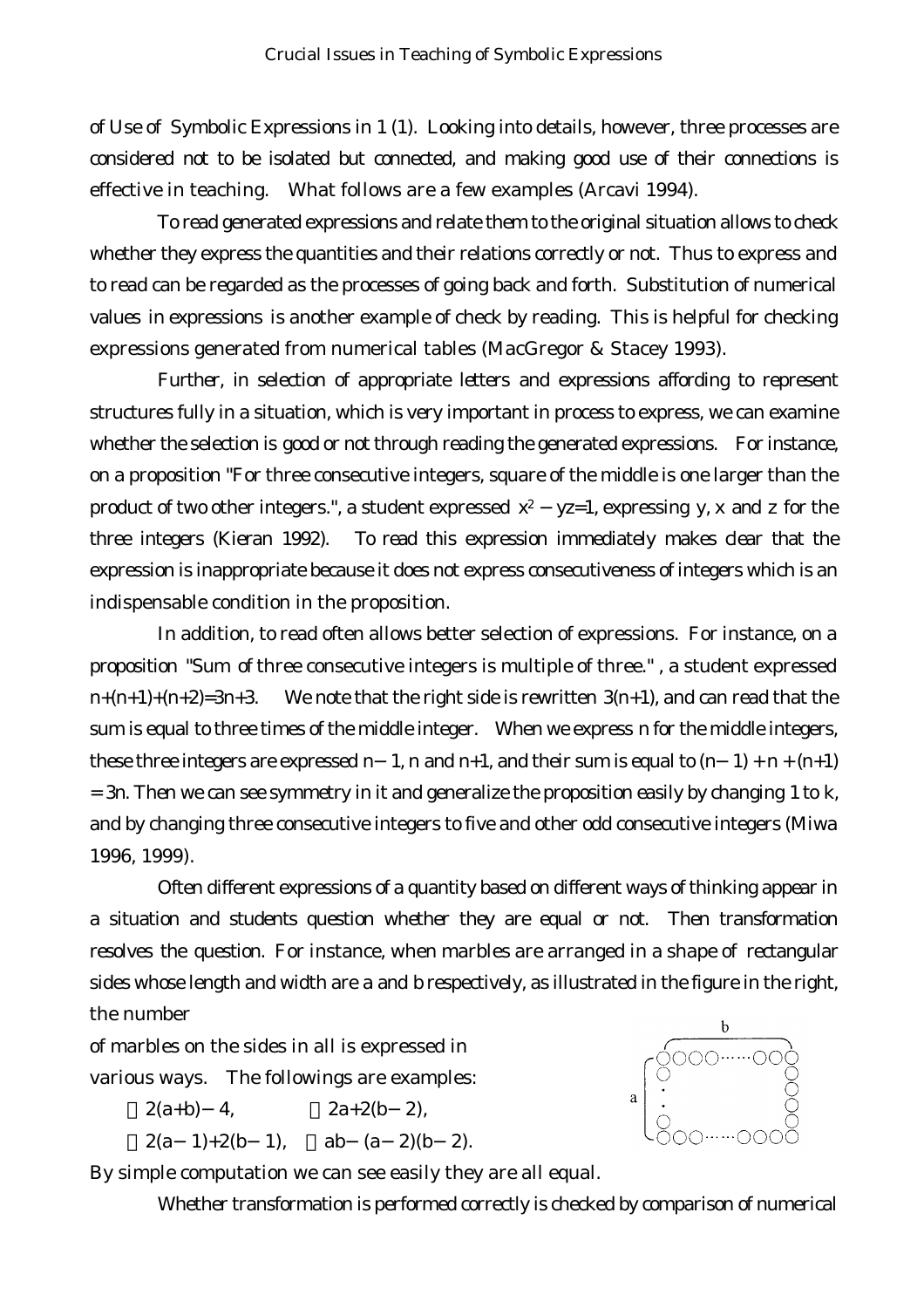of Use of Symbolic Expressions in 1 (1). Looking into details, however, three processes are considered not to be isolated but connected, and making good use of their connections is effective in teaching. What follows are a few examples (Arcavi 1994).

To read generated expressions and relate them to the original situation allows to check whether they express the quantities and their relations correctly or not. Thus to express and to read can be regarded as the processes of going back and forth. Substitution of numerical values in expressions is another example of check by reading. This is helpful for checking expressions generated from numerical tables (MacGregor & Stacey 1993).

Further, in selection of appropriate letters and expressions affording to represent structures fully in a situation, which is very important in process to express, we can examine whether the selection is good or not through reading the generated expressions. For instance, on a proposition "For three consecutive integers, square of the middle is one larger than the product of two other integers.", a student expressed $x^2 - yz = 1$, expressing y, x and z for the three integers (Kieran 1992). To read this expression immediately makes clear that the expression is inappropriate because it does not express consecutiveness of integers which is an indispensable condition in the proposition.

In addition, to read often allows better selection of expressions. For instance, on a proposition "Sum of three consecutive integers is multiple of three." , a student expressed $n+(n+1)+(n+2)=3n+3$. We note that the right side is rewritten $3(n+1)$, and can read that the sum is equal to three times of the middle integer. When we express n for the middle integers, these three integers are expressed $n-1$, n and $n+1$, and their sum is equal to $(n-1) + n + (n+1) = 3n$. Then we can see symmetry in it and generalize the proposition easily by changing 1 to k, and by changing three consecutive integers to five and other odd consecutive integers (Miwa 1996, 1999).

Often different expressions of a quantity based on different ways of thinking appear in a situation and students question whether they are equal or not. Then transformation resolves the question. For instance, when marbles are arranged in a shape of rectangular sides whose length and width are a and b respectively, as illustrated in the figure in the right, the number of marbles on the sides in all is expressed in various ways. The followings are examples:

$2(a+b)-4$, $2a+2(b-2)$,

$2(a-1)+2(b-1)$, $ab-(a-2)(b-2)$.

By simple computation we can see easily they are all equal.

Whether transformation is performed correctly is checked by comparison of numerical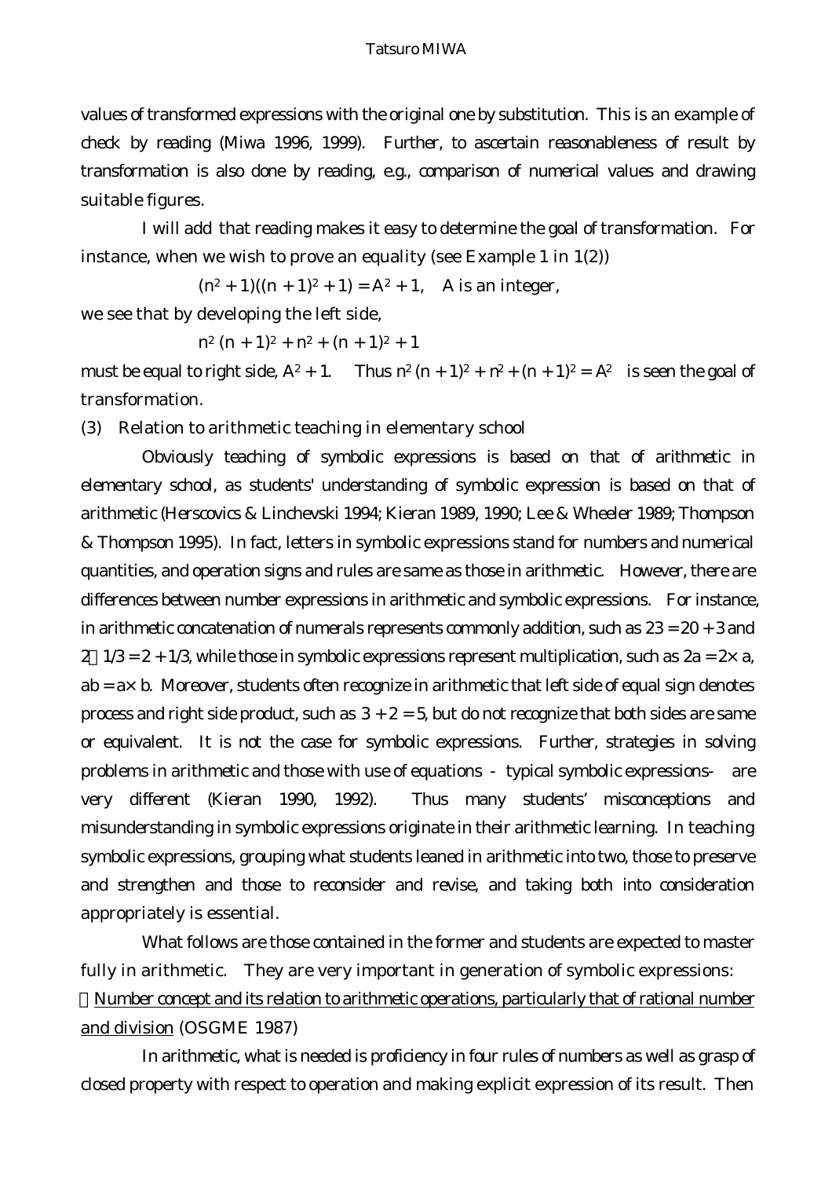values of transformed expressions with the original one by substitution. This is an example of check by reading (Miwa 1996, 1999). Further, to ascertain reasonableness of result by transformation is also done by reading, e.g., comparison of numerical values and drawing suitable figures.

I will add that reading makes it easy to determine the goal of transformation. For instance, when we wish to prove an equality (see Example 1 in 1(2))

$$(n^2 + 1)((n + 1)^2 + 1) = A^2 + 1, \quad A \text{ is an integer,}$$

we see that by developing the left side,

$$n^2 (n + 1)^2 + n^2 + (n + 1)^2 + 1$$

must be equal to right side, $A^2 + 1$. Thus $n^2 (n + 1)^2 + n^2 + (n + 1)^2 = A^2$ is seen the goal of transformation.

(3) Relation to arithmetic teaching in elementary school

Obviously teaching of symbolic expressions is based on that of arithmetic in elementary school, as students' understanding of symbolic expression is based on that of arithmetic (Herscovics & Linchevski 1994; Kieran 1989, 1990; Lee & Wheeler 1989; Thompson & Thompson 1995). In fact, letters in symbolic expressions stand for numbers and numerical quantities, and operation signs and rules are same as those in arithmetic. However, there are differences between number expressions in arithmetic and symbolic expressions. For instance, in arithmetic concatenation of numerals represents commonly addition, such as $23 = 20 + 3$ and $2\ 1/3 = 2 + 1/3$, while those in symbolic expressions represent multiplication, such as $2a = 2\times a$, $ab = a\times b$. Moreover, students often recognize in arithmetic that left side of equal sign denotes process and right side product, such as $3 + 2 = 5$, but do not recognize that both sides are same or equivalent. It is not the case for symbolic expressions. Further, strategies in solving problems in arithmetic and those with use of equations - typical symbolic expressions- are very different (Kieran 1990, 1992). Thus many students' misconceptions and misunderstanding in symbolic expressions originate in their arithmetic learning. In teaching symbolic expressions, grouping what students leaned in arithmetic into two, those to preserve and strengthen and those to reconsider and revise, and taking both into consideration appropriately is essential.

What follows are those contained in the former and students are expected to master fully in arithmetic. They are very important in generation of symbolic expressions:

Number concept and its relation to arithmetic operations, particularly that of rational number and division (OSGME 1987)

In arithmetic, what is needed is proficiency in four rules of numbers as well as grasp of closed property with respect to operation and making explicit expression of its result. Then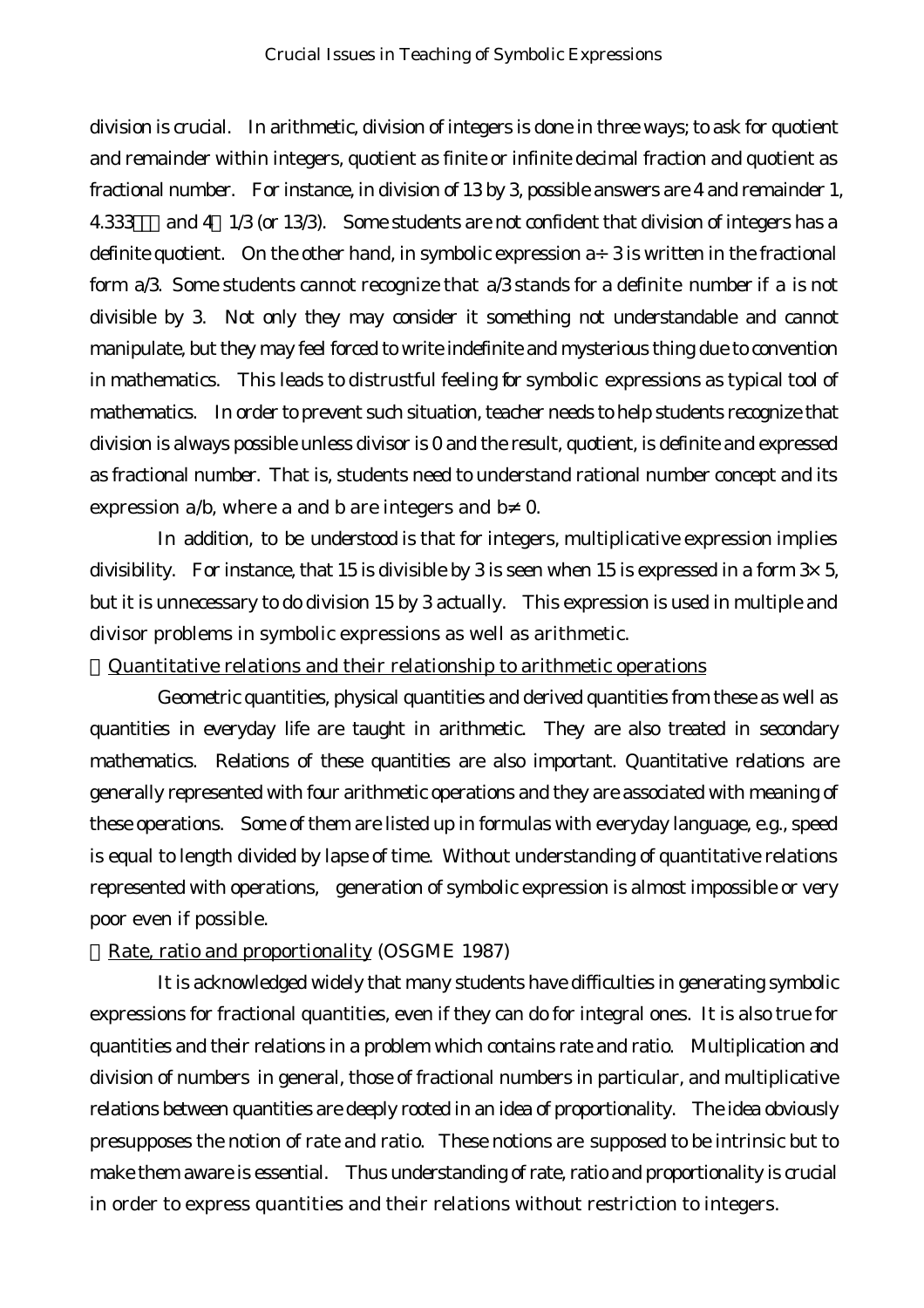division is crucial. In arithmetic, division of integers is done in three ways; to ask for quotient and remainder within integers, quotient as finite or infinite decimal fraction and quotient as fractional number. For instance, in division of 13 by 3, possible answers are 4 and remainder 1, 4.333… and 4 1/3 (or 13/3). Some students are not confident that division of integers has a definite quotient. On the other hand, in symbolic expression $a \div 3$ is written in the fractional form $a/3$. Some students cannot recognize that $a/3$ stands for a definite number if $a$ is not divisible by 3. Not only they may consider it something not understandable and cannot manipulate, but they may feel forced to write indefinite and mysterious thing due to convention in mathematics. This leads to distrustful feeling for symbolic expressions as typical tool of mathematics. In order to prevent such situation, teacher needs to help students recognize that division is always possible unless divisor is 0 and the result, quotient, is definite and expressed as fractional number. That is, students need to understand rational number concept and its expression $a/b$, where $a$ and $b$ are integers and $b \neq 0$.

In addition, to be understood is that for integers, multiplicative expression implies divisibility. For instance, that 15 is divisible by 3 is seen when 15 is expressed in a form $3 \times 5$, but it is unnecessary to do division 15 by 3 actually. This expression is used in multiple and divisor problems in symbolic expressions as well as arithmetic.

Quantitative relations and their relationship to arithmetic operations

Geometric quantities, physical quantities and derived quantities from these as well as quantities in everyday life are taught in arithmetic. They are also treated in secondary mathematics. Relations of these quantities are also important. Quantitative relations are generally represented with four arithmetic operations and they are associated with meaning of these operations. Some of them are listed up in formulas with everyday language, e.g., speed is equal to length divided by lapse of time. Without understanding of quantitative relations represented with operations, generation of symbolic expression is almost impossible or very poor even if possible.

Rate, ratio and proportionality (OSGME 1987)

It is acknowledged widely that many students have difficulties in generating symbolic expressions for fractional quantities, even if they can do for integral ones. It is also true for quantities and their relations in a problem which contains rate and ratio. Multiplication and division of numbers in general, those of fractional numbers in particular, and multiplicative relations between quantities are deeply rooted in an idea of proportionality. The idea obviously presupposes the notion of rate and ratio. These notions are supposed to be intrinsic but to make them aware is essential. Thus understanding of rate, ratio and proportionality is crucial in order to express quantities and their relations without restriction to integers.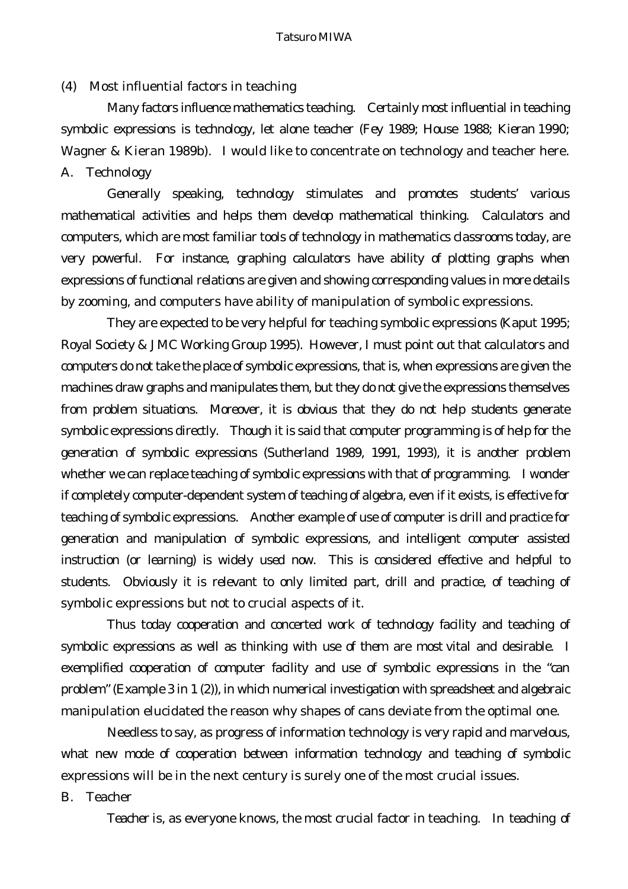### (4) Most influential factors in teaching

Many factors influence mathematics teaching. Certainly most influential in teaching symbolic expressions is technology, let alone teacher (Fey 1989; House 1988; Kieran 1990; Wagner & Kieran 1989b). I would like to concentrate on technology and teacher here.

#### A. Technology

Generally speaking, technology stimulates and promotes students' various mathematical activities and helps them develop mathematical thinking. Calculators and computers, which are most familiar tools of technology in mathematics classrooms today, are very powerful. For instance, graphing calculators have ability of plotting graphs when expressions of functional relations are given and showing corresponding values in more details by zooming, and computers have ability of manipulation of symbolic expressions.

They are expected to be very helpful for teaching symbolic expressions (Kaput 1995; Royal Society & JMC Working Group 1995). However, I must point out that calculators and computers do not take the place of symbolic expressions, that is, when expressions are given the machines draw graphs and manipulates them, but they do not give the expressions themselves from problem situations. Moreover, it is obvious that they do not help students generate symbolic expressions directly. Though it is said that computer programming is of help for the generation of symbolic expressions (Sutherland 1989, 1991, 1993), it is another problem whether we can replace teaching of symbolic expressions with that of programming. I wonder if completely computer-dependent system of teaching of algebra, even if it exists, is effective for teaching of symbolic expressions. Another example of use of computer is drill and practice for generation and manipulation of symbolic expressions, and intelligent computer assisted instruction (or learning) is widely used now. This is considered effective and helpful to students. Obviously it is relevant to only limited part, drill and practice, of teaching of symbolic expressions but not to crucial aspects of it.

Thus today cooperation and concerted work of technology facility and teaching of symbolic expressions as well as thinking with use of them are most vital and desirable. I exemplified cooperation of computer facility and use of symbolic expressions in the "can problem" (Example 3 in 1 (2)), in which numerical investigation with spreadsheet and algebraic manipulation elucidated the reason why shapes of cans deviate from the optimal one.

Needless to say, as progress of information technology is very rapid and marvelous, what new mode of cooperation between information technology and teaching of symbolic expressions will be in the next century is surely one of the most crucial issues.

#### B. Teacher

Teacher is, as everyone knows, the most crucial factor in teaching. In teaching of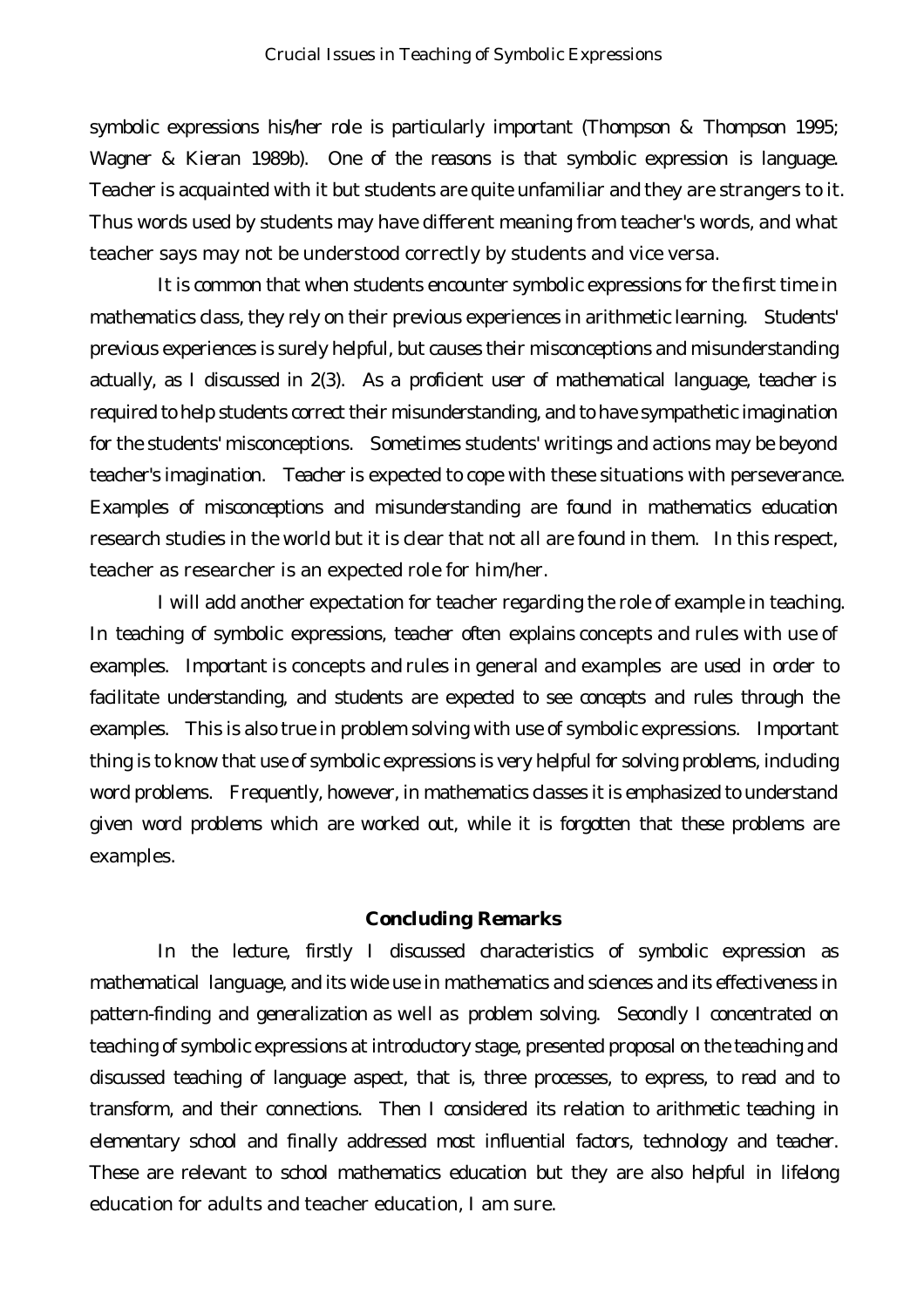symbolic expressions his/her role is particularly important (Thompson & Thompson 1995; Wagner & Kieran 1989b). One of the reasons is that symbolic expression is language. Teacher is acquainted with it but students are quite unfamiliar and they are strangers to it. Thus words used by students may have different meaning from teacher's words, and what teacher says may not be understood correctly by students and vice versa.

It is common that when students encounter symbolic expressions for the first time in mathematics class, they rely on their previous experiences in arithmetic learning. Students' previous experiences is surely helpful, but causes their misconceptions and misunderstanding actually, as I discussed in 2(3). As a proficient user of mathematical language, teacher is required to help students correct their misunderstanding, and to have sympathetic imagination for the students' misconceptions. Sometimes students' writings and actions may be beyond teacher's imagination. Teacher is expected to cope with these situations with perseverance. Examples of misconceptions and misunderstanding are found in mathematics education research studies in the world but it is clear that not all are found in them. In this respect, teacher as researcher is an expected role for him/her.

I will add another expectation for teacher regarding the role of example in teaching. In teaching of symbolic expressions, teacher often explains concepts and rules with use of examples. Important is concepts and rules in general and examples are used in order to facilitate understanding, and students are expected to see concepts and rules through the examples. This is also true in problem solving with use of symbolic expressions. Important thing is to know that use of symbolic expressions is very helpful for solving problems, including word problems. Frequently, however, in mathematics classes it is emphasized to understand given word problems which are worked out, while it is forgotten that these problems are examples.

## Concluding Remarks

In the lecture, firstly I discussed characteristics of symbolic expression as mathematical language, and its wide use in mathematics and sciences and its effectiveness in pattern-finding and generalization as well as problem solving. Secondly I concentrated on teaching of symbolic expressions at introductory stage, presented proposal on the teaching and discussed teaching of language aspect, that is, three processes, to express, to read and to transform, and their connections. Then I considered its relation to arithmetic teaching in elementary school and finally addressed most influential factors, technology and teacher. These are relevant to school mathematics education but they are also helpful in lifelong education for adults and teacher education, I am sure.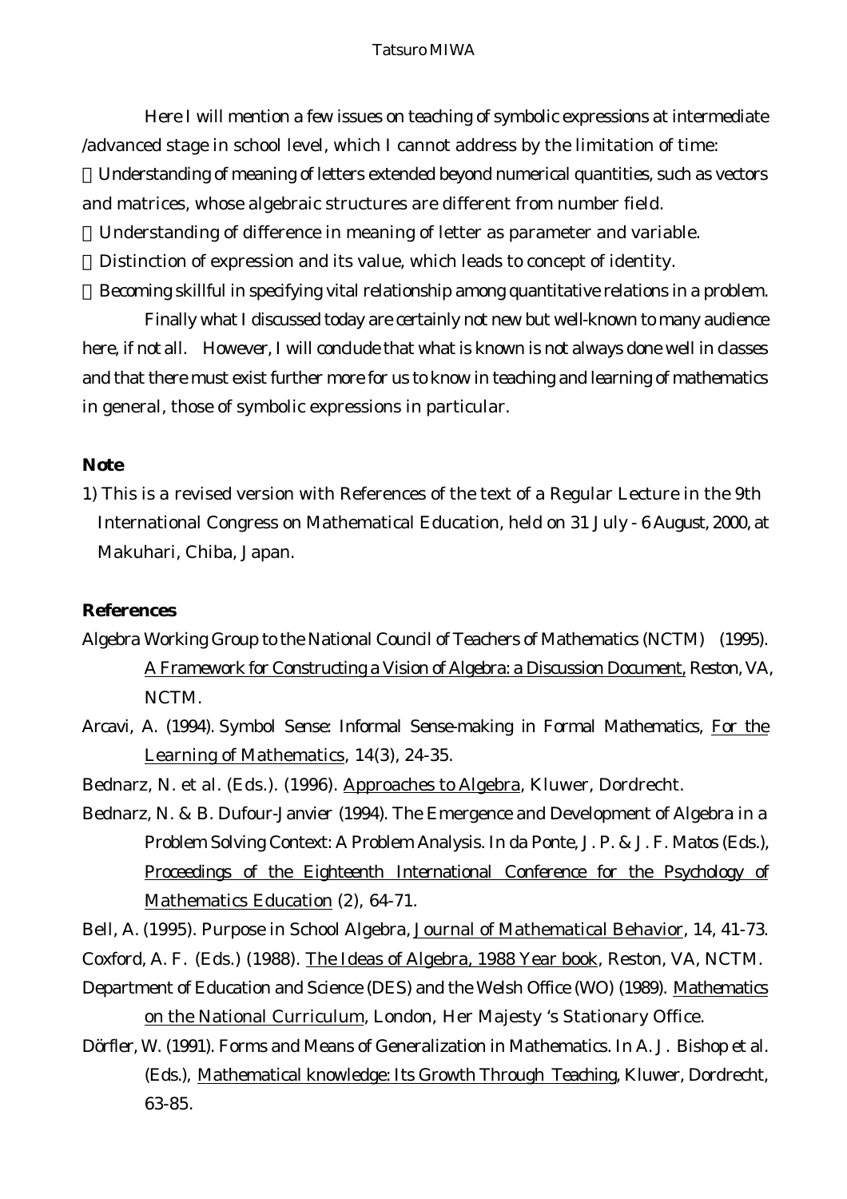Here I will mention a few issues on teaching of symbolic expressions at intermediate /advanced stage in school level, which I cannot address by the limitation of time:

- Understanding of meaning of letters extended beyond numerical quantities, such as vectors and matrices, whose algebraic structures are different from number field.
- Understanding of difference in meaning of letter as parameter and variable.
- Distinction of expression and its value, which leads to concept of identity.
- Becoming skillful in specifying vital relationship among quantitative relations in a problem.

Finally what I discussed today are certainly not new but well-known to many audience here, if not all. However, I will conclude that what is known is not always done well in classes and that there must exist further more for us to know in teaching and learning of mathematics in general, those of symbolic expressions in particular.

## Note

1) This is a revised version with References of the text of a Regular Lecture in the 9th International Congress on Mathematical Education, held on 31 July - 6 August, 2000, at Makuhari, Chiba, Japan.

## References

Algebra Working Group to the National Council of Teachers of Mathematics (NCTM) (1995). A Framework for Constructing a Vision of Algebra: a Discussion Document, Reston, VA, NCTM.

Arcavi, A. (1994). Symbol Sense: Informal Sense-making in Formal Mathematics, For the Learning of Mathematics, 14(3), 24-35.

Bednarz, N. et al. (Eds.). (1996). Approaches to Algebra, Kluwer, Dordrecht.

Bednarz, N. & B. Dufour-Janvier (1994). The Emergence and Development of Algebra in a Problem Solving Context: A Problem Analysis. In da Ponte, J. P. & J. F. Matos (Eds.), Proceedings of the Eighteenth International Conference for the Psychology of Mathematics Education (2), 64-71.

Bell, A. (1995). Purpose in School Algebra, Journal of Mathematical Behavior, 14, 41-73.

Coxford, A. F. (Eds.) (1988). The Ideas of Algebra, 1988 Year book, Reston, VA, NCTM.

Department of Education and Science (DES) and the Welsh Office (WO) (1989). Mathematics on the National Curriculum, London, Her Majesty 's Stationary Office.

Dörfler, W. (1991). Forms and Means of Generalization in Mathematics. In A. J. Bishop et al. (Eds.), Mathematical knowledge: Its Growth Through Teaching, Kluwer, Dordrecht, 63-85.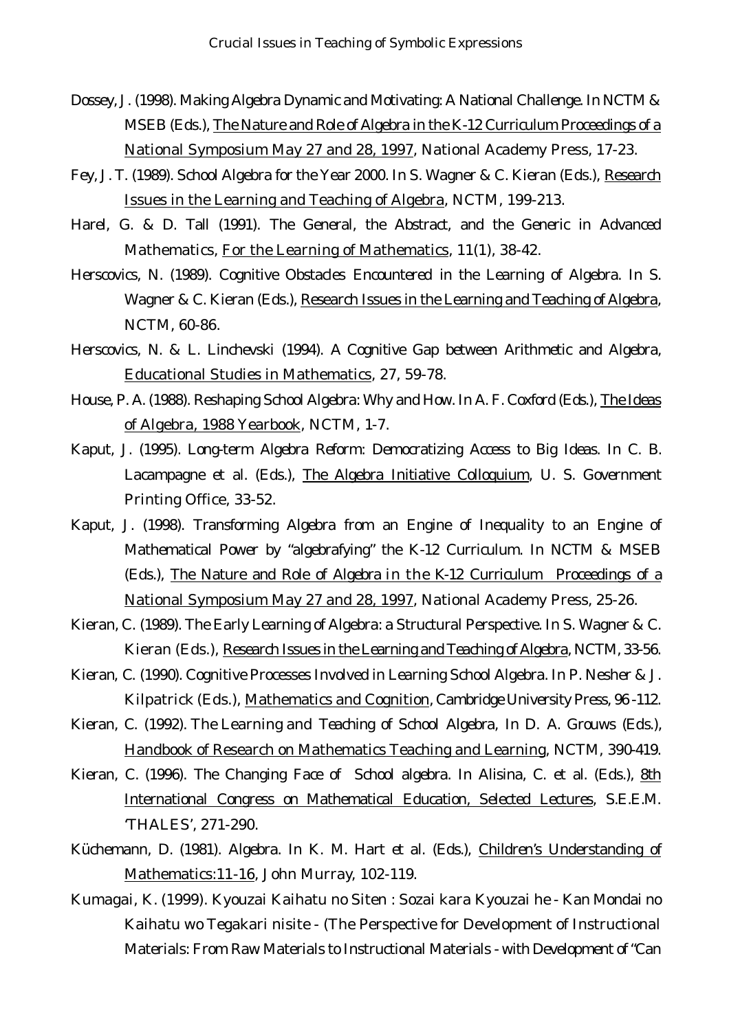Dossey, J. (1998). Making Algebra Dynamic and Motivating: A National Challenge. In NCTM & MSEB (Eds.), The Nature and Role of Algebra in the K-12 Curriculum Proceedings of a National Symposium May 27 and 28, 1997, National Academy Press, 17-23.

Fey, J. T. (1989). School Algebra for the Year 2000. In S. Wagner & C. Kieran (Eds.), Research Issues in the Learning and Teaching of Algebra, NCTM, 199-213.

Harel, G. & D. Tall (1991). The General, the Abstract, and the Generic in Advanced Mathematics, For the Learning of Mathematics, 11(1), 38-42.

Herscovics, N. (1989). Cognitive Obstacles Encountered in the Learning of Algebra. In S. Wagner & C. Kieran (Eds.), Research Issues in the Learning and Teaching of Algebra, NCTM, 60-86.

Herscovics, N. & L. Linchevski (1994). A Cognitive Gap between Arithmetic and Algebra, Educational Studies in Mathematics, 27, 59-78.

House, P. A. (1988). Reshaping School Algebra: Why and How. In A. F. Coxford (Eds.), The Ideas of Algebra, 1988 Yearbook, NCTM, 1-7.

Kaput, J. (1995). Long-term Algebra Reform: Democratizing Access to Big Ideas. In C. B. Lacampagne et al. (Eds.), The Algebra Initiative Colloquium, U. S. Government Printing Office, 33-52.

Kaput, J. (1998). Transforming Algebra from an Engine of Inequality to an Engine of Mathematical Power by "algebrafying" the K-12 Curriculum. In NCTM & MSEB (Eds.), The Nature and Role of Algebra in the K-12 Curriculum Proceedings of a National Symposium May 27 and 28, 1997, National Academy Press, 25-26.

Kieran, C. (1989). The Early Learning of Algebra: a Structural Perspective. In S. Wagner & C. Kieran (Eds.), Research Issues in the Learning and Teaching of Algebra, NCTM, 33-56.

Kieran, C. (1990). Cognitive Processes Involved in Learning School Algebra. In P. Nesher & J. Kilpatrick (Eds.), Mathematics and Cognition, Cambridge University Press, 96-112.

Kieran, C. (1992). The Learning and Teaching of School Algebra, In D. A. Grouws (Eds.), Handbook of Research on Mathematics Teaching and Learning, NCTM, 390-419.

Kieran, C. (1996). The Changing Face of School algebra. In Alisina, C. et al. (Eds.), 8th International Congress on Mathematical Education, Selected Lectures, S.E.E.M. 'THALES', 271-290.

Küchemann, D. (1981). Algebra. In K. M. Hart et al. (Eds.), Children's Understanding of Mathematics:11-16, John Murray, 102-119.

Kumagai, K. (1999). Kyouzai Kaihatu no Siten : Sozai kara Kyouzai he - Kan Mondai no Kaihatu wo Tegakari nisite - (The Perspective for Development of Instructional Materials: From Raw Materials to Instructional Materials - with Development of "Can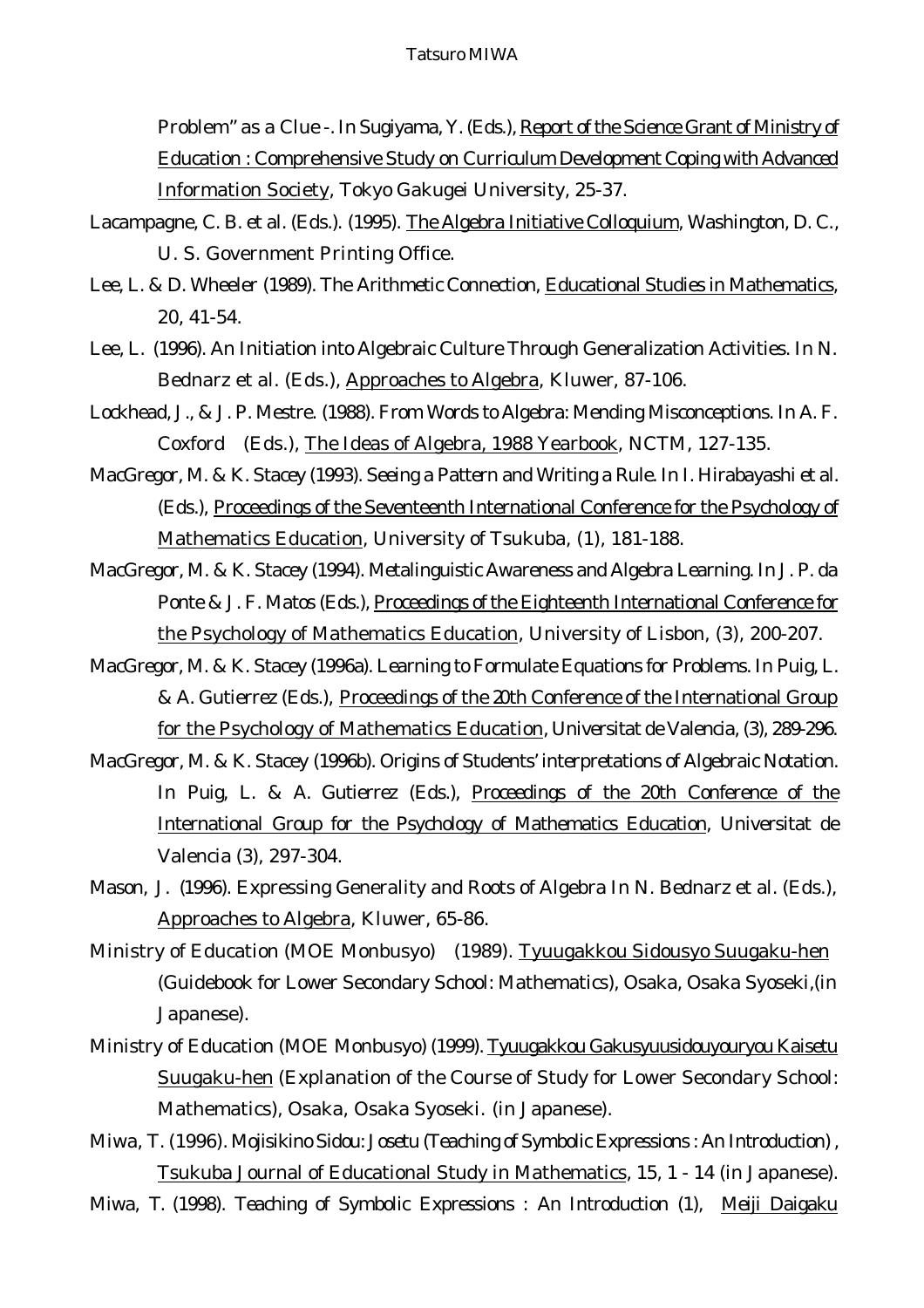Problem" as a Clue -. In Sugiyama, Y. (Eds.), Report of the Science Grant of Ministry of Education : Comprehensive Study on Curriculum Development Coping with Advanced Information Society, Tokyo Gakugei University, 25-37.

Lacampagne, C. B. et al. (Eds.). (1995). The Algebra Initiative Colloquium, Washington, D. C., U. S. Government Printing Office.

Lee, L. & D. Wheeler (1989). The Arithmetic Connection, Educational Studies in Mathematics, 20, 41-54.

Lee, L. (1996). An Initiation into Algebraic Culture Through Generalization Activities. In N. Bednarz et al. (Eds.), Approaches to Algebra, Kluwer, 87-106.

Lockhead, J., & J. P. Mestre. (1988). From Words to Algebra: Mending Misconceptions. In A. F. Coxford (Eds.), The Ideas of Algebra, 1988 Yearbook, NCTM, 127-135.

MacGregor, M. & K. Stacey (1993). Seeing a Pattern and Writing a Rule. In I. Hirabayashi et al. (Eds.), Proceedings of the Seventeenth International Conference for the Psychology of Mathematics Education, University of Tsukuba, (1), 181-188.

MacGregor, M. & K. Stacey (1994). Metalinguistic Awareness and Algebra Learning. In J. P. da Ponte & J. F. Matos (Eds.), Proceedings of the Eighteenth International Conference for the Psychology of Mathematics Education, University of Lisbon, (3), 200-207.

MacGregor, M. & K. Stacey (1996a). Learning to Formulate Equations for Problems. In Puig, L. & A. Gutierrez (Eds.), Proceedings of the 20th Conference of the International Group for the Psychology of Mathematics Education, Universitat de Valencia, (3), 289-296.

MacGregor, M. & K. Stacey (1996b). Origins of Students' interpretations of Algebraic Notation. In Puig, L. & A. Gutierrez (Eds.), Proceedings of the 20th Conference of the International Group for the Psychology of Mathematics Education, Universitat de Valencia (3), 297-304.

Mason, J. (1996). Expressing Generality and Roots of Algebra In N. Bednarz et al. (Eds.), Approaches to Algebra, Kluwer, 65-86.

Ministry of Education (MOE Monbusyo) (1989). Tyuugakkou Sidousyo Suugaku-hen (Guidebook for Lower Secondary School: Mathematics), Osaka, Osaka Syoseki,(in Japanese).

Ministry of Education (MOE Monbusyo) (1999). Tyuugakkou Gakusyuusidouyouryou Kaisetu Suugaku-hen (Explanation of the Course of Study for Lower Secondary School: Mathematics), Osaka, Osaka Syoseki. (in Japanese).

Miwa, T. (1996). Mojisikino Sidou: Josetu (Teaching of Symbolic Expressions : An Introduction) , Tsukuba Journal of Educational Study in Mathematics, 15, 1 - 14 (in Japanese).

Miwa, T. (1998). Teaching of Symbolic Expressions : An Introduction (1), Meiji Daigaku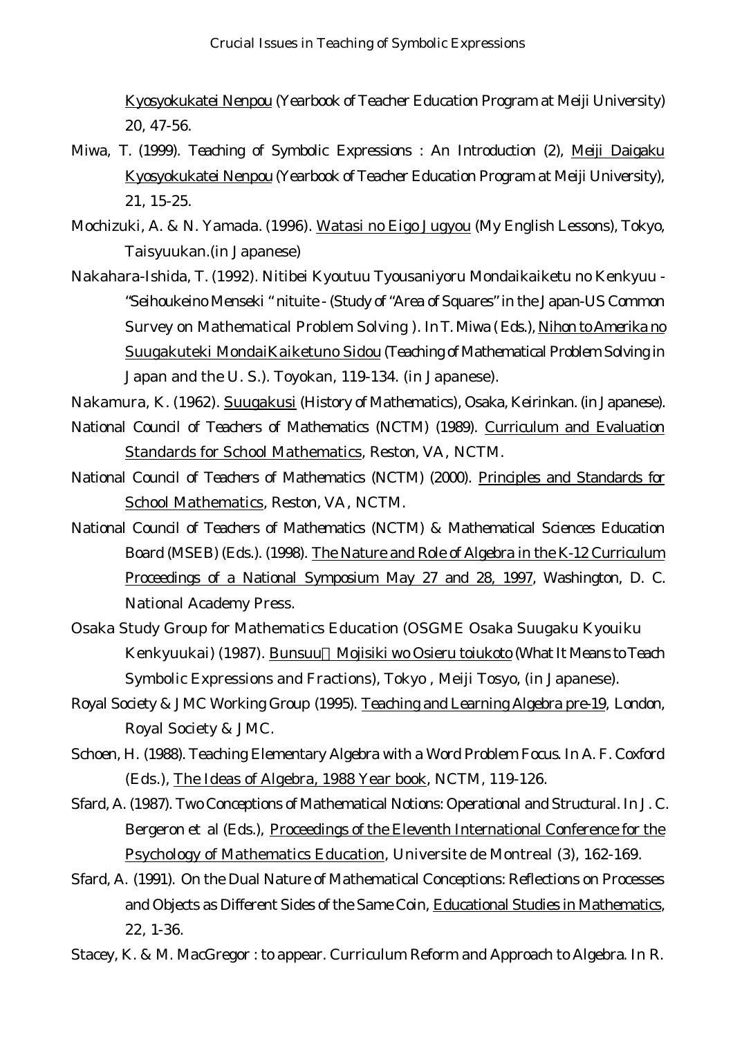Kyosyokukatei Nenpou (Yearbook of Teacher Education Program at Meiji University) 20, 47-56.

Miwa, T. (1999). Teaching of Symbolic Expressions : An Introduction (2), Meiji Daigaku Kyosyokukatei Nenpou (Yearbook of Teacher Education Program at Meiji University), 21, 15-25.

Mochizuki, A. & N. Yamada. (1996). Watasi no Eigo Jugyou (My English Lessons), Tokyo, Taisyuukan.(in Japanese)

Nakahara-Ishida, T. (1992). Nitibei Kyoutuu Tyousaniyoru Mondaikaiketu no Kenkyuu - "Seihoukeino Menseki " nituite - (Study of "Area of Squares" in the Japan-US Common Survey on Mathematical Problem Solving ). In T. Miwa ( Eds.), Nihon to Amerika no Suugakuteki MondaiKaiketuno Sidou (Teaching of Mathematical Problem Solving in Japan and the U. S.). Toyokan, 119-134. (in Japanese).

Nakamura, K. (1962). Suugakusi (History of Mathematics), Osaka, Keirinkan. (in Japanese).

National Council of Teachers of Mathematics (NCTM) (1989). Curriculum and Evaluation Standards for School Mathematics, Reston, VA, NCTM.

National Council of Teachers of Mathematics (NCTM) (2000). Principles and Standards for School Mathematics, Reston, VA, NCTM.

National Council of Teachers of Mathematics (NCTM) & Mathematical Sciences Education Board (MSEB) (Eds.). (1998). The Nature and Role of Algebra in the K-12 Curriculum Proceedings of a National Symposium May 27 and 28, 1997, Washington, D. C. National Academy Press.

Osaka Study Group for Mathematics Education (OSGME Osaka Suugaku Kyouiku Kenkyuukai) (1987). Bunsuu Mojisiki wo Osieru toiukoto (What It Means to Teach Symbolic Expressions and Fractions), Tokyo , Meiji Tosyo, (in Japanese).

Royal Society & JMC Working Group (1995). Teaching and Learning Algebra pre-19, London, Royal Society & JMC.

Schoen, H. (1988). Teaching Elementary Algebra with a Word Problem Focus. In A. F. Coxford (Eds.), The Ideas of Algebra, 1988 Year book, NCTM, 119-126.

Sfard, A. (1987). Two Conceptions of Mathematical Notions: Operational and Structural. In J. C. Bergeron et al (Eds.), Proceedings of the Eleventh International Conference for the Psychology of Mathematics Education, Universite de Montreal (3), 162-169.

Sfard, A. (1991). On the Dual Nature of Mathematical Conceptions: Reflections on Processes and Objects as Different Sides of the Same Coin, Educational Studies in Mathematics, 22, 1-36.

Stacey, K. & M. MacGregor : to appear. Curriculum Reform and Approach to Algebra. In R.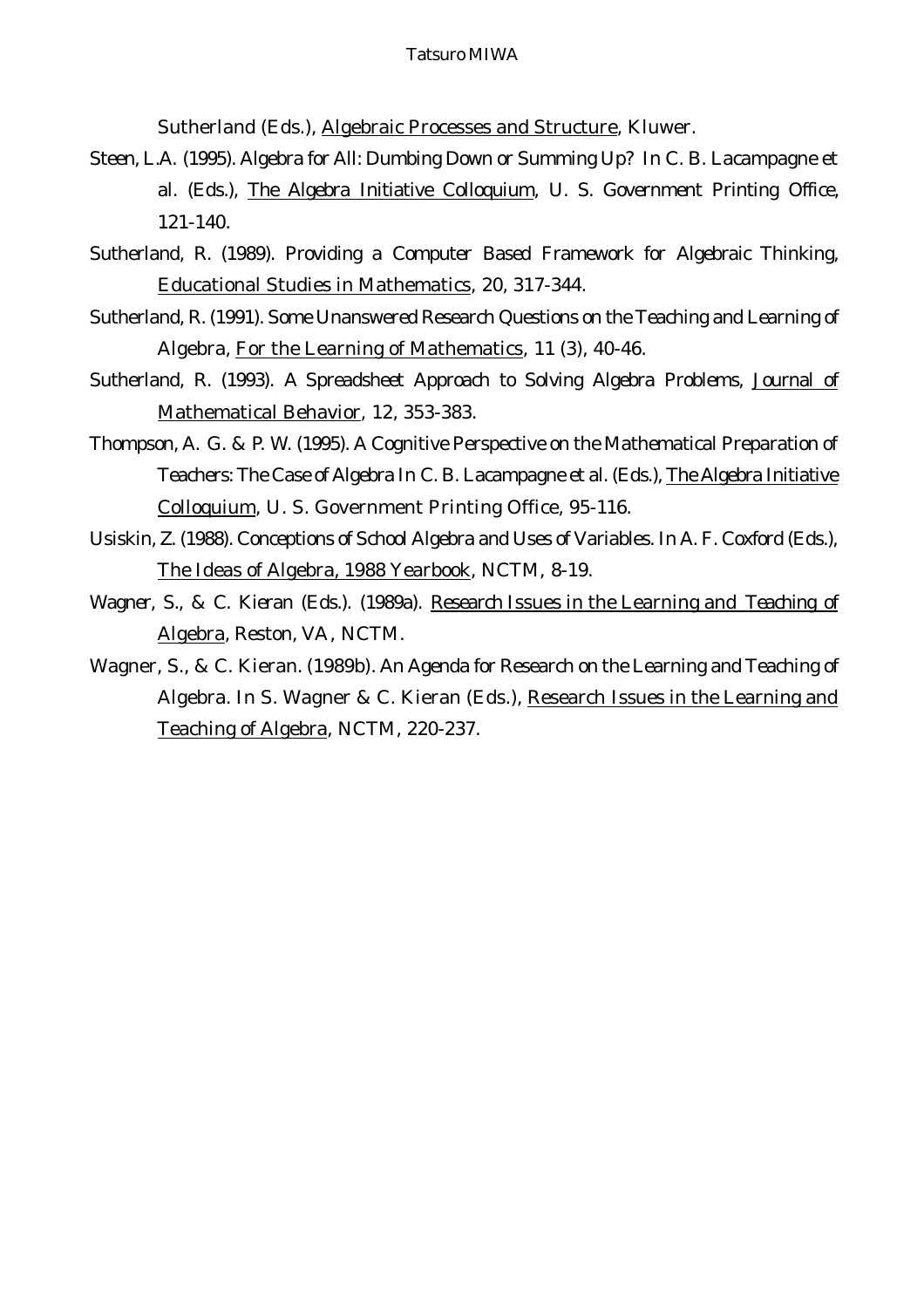Sutherland (Eds.), Algebraic Processes and Structure, Kluwer.

Steen, L.A. (1995). Algebra for All: Dumbing Down or Summing Up? In C. B. Lacampagne et al. (Eds.), The Algebra Initiative Colloquium, U. S. Government Printing Office, 121-140.

Sutherland, R. (1989). Providing a Computer Based Framework for Algebraic Thinking, Educational Studies in Mathematics, 20, 317-344.

Sutherland, R. (1991). Some Unanswered Research Questions on the Teaching and Learning of Algebra, For the Learning of Mathematics, 11 (3), 40-46.

Sutherland, R. (1993). A Spreadsheet Approach to Solving Algebra Problems, Journal of Mathematical Behavior, 12, 353-383.

Thompson, A. G. & P. W. (1995). A Cognitive Perspective on the Mathematical Preparation of Teachers: The Case of Algebra In C. B. Lacampagne et al. (Eds.), The Algebra Initiative Colloquium, U. S. Government Printing Office, 95-116.

Usiskin, Z. (1988). Conceptions of School Algebra and Uses of Variables. In A. F. Coxford (Eds.), The Ideas of Algebra, 1988 Yearbook, NCTM, 8-19.

Wagner, S., & C. Kieran (Eds.). (1989a). Research Issues in the Learning and Teaching of Algebra, Reston, VA, NCTM.

Wagner, S., & C. Kieran. (1989b). An Agenda for Research on the Learning and Teaching of Algebra. In S. Wagner & C. Kieran (Eds.), Research Issues in the Learning and Teaching of Algebra, NCTM, 220-237.